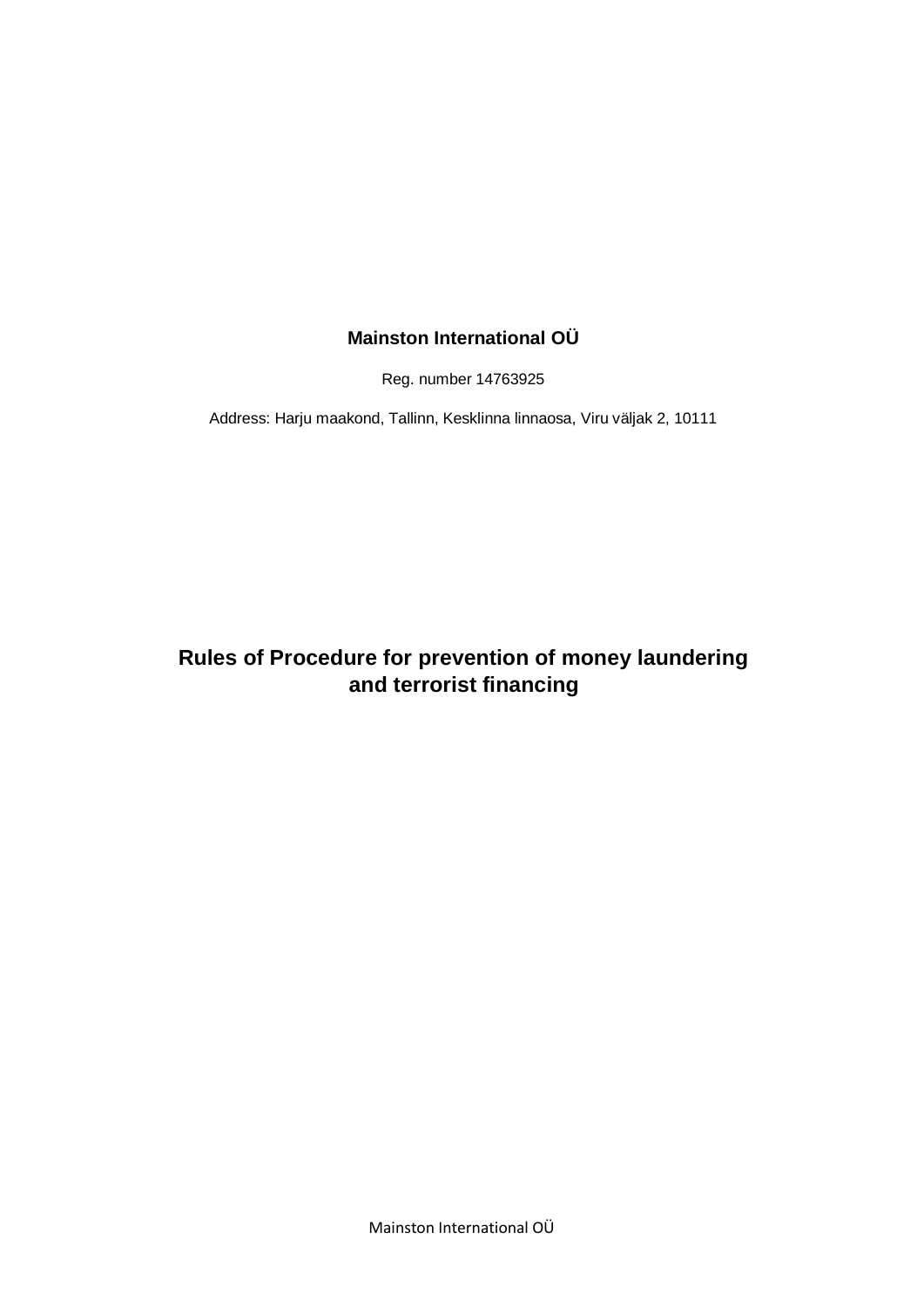**Mainston International OÜ**

Reg. number 14763925

Address: Harju maakond, Tallinn, Kesklinna linnaosa, Viru väljak 2, 10111

# Rules of Procedure for prevention of money laundering and terrorist financing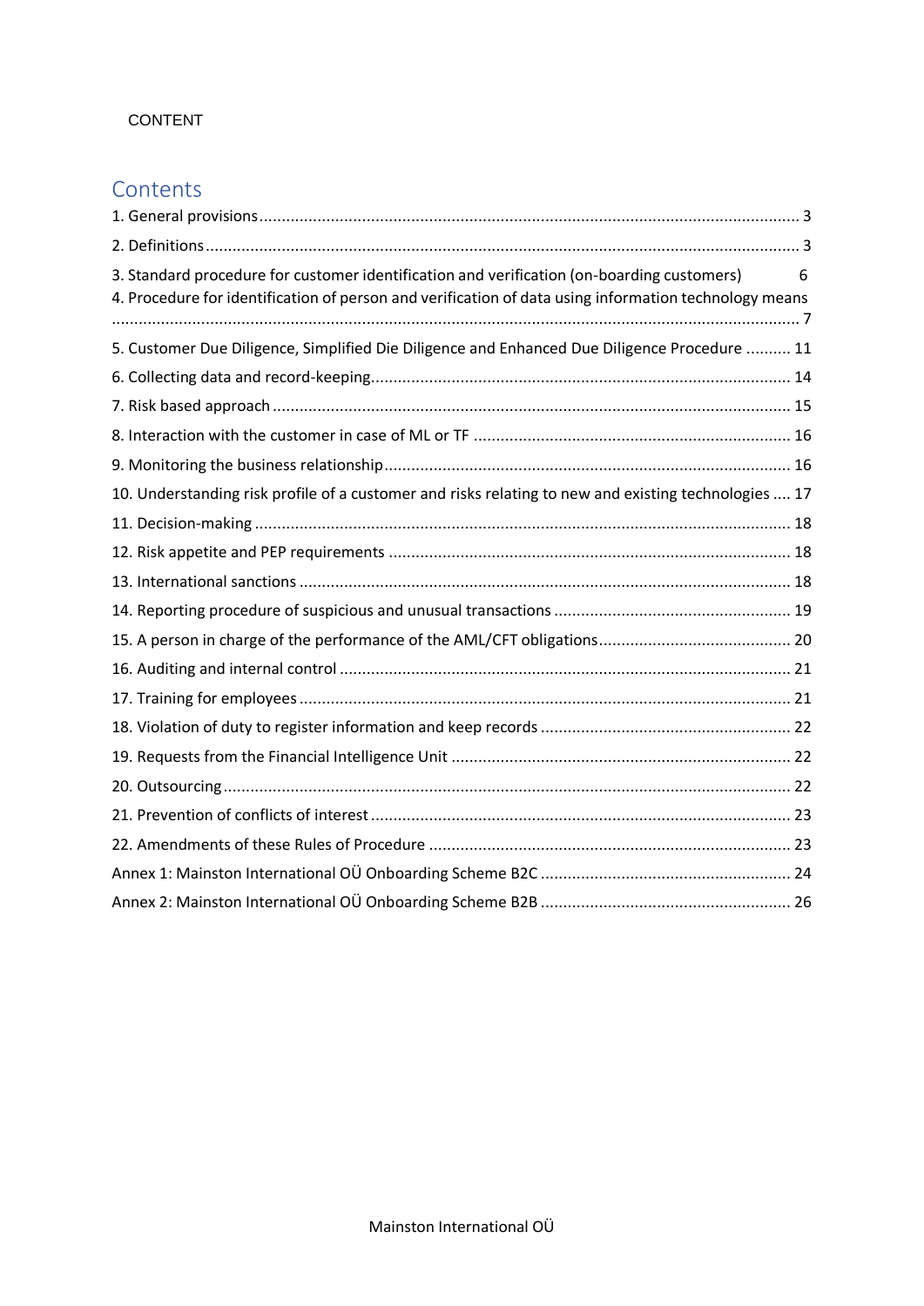CONTENT

## Contents

1. General provisions ........ 3
2. Definitions ........ 3
3. Standard procedure for customer identification and verification (on-boarding customers) ........ 6
4. Procedure for identification of person and verification of data using information technology means ........ 7
5. Customer Due Diligence, Simplified Die Diligence and Enhanced Due Diligence Procedure ........ 11
6. Collecting data and record-keeping ........ 14
7. Risk based approach ........ 15
8. Interaction with the customer in case of ML or TF ........ 16
9. Monitoring the business relationship ........ 16
10. Understanding risk profile of a customer and risks relating to new and existing technologies ........ 17
11. Decision-making ........ 18
12. Risk appetite and PEP requirements ........ 18
13. International sanctions ........ 18
14. Reporting procedure of suspicious and unusual transactions ........ 19
15. A person in charge of the performance of the AML/CFT obligations ........ 20
16. Auditing and internal control ........ 21
17. Training for employees ........ 21
18. Violation of duty to register information and keep records ........ 22
19. Requests from the Financial Intelligence Unit ........ 22
20. Outsourcing ........ 22
21. Prevention of conflicts of interest ........ 23
22. Amendments of these Rules of Procedure ........ 23

Annex 1: Mainston International OÜ Onboarding Scheme B2C ........ 24

Annex 2: Mainston International OÜ Onboarding Scheme B2B ........ 26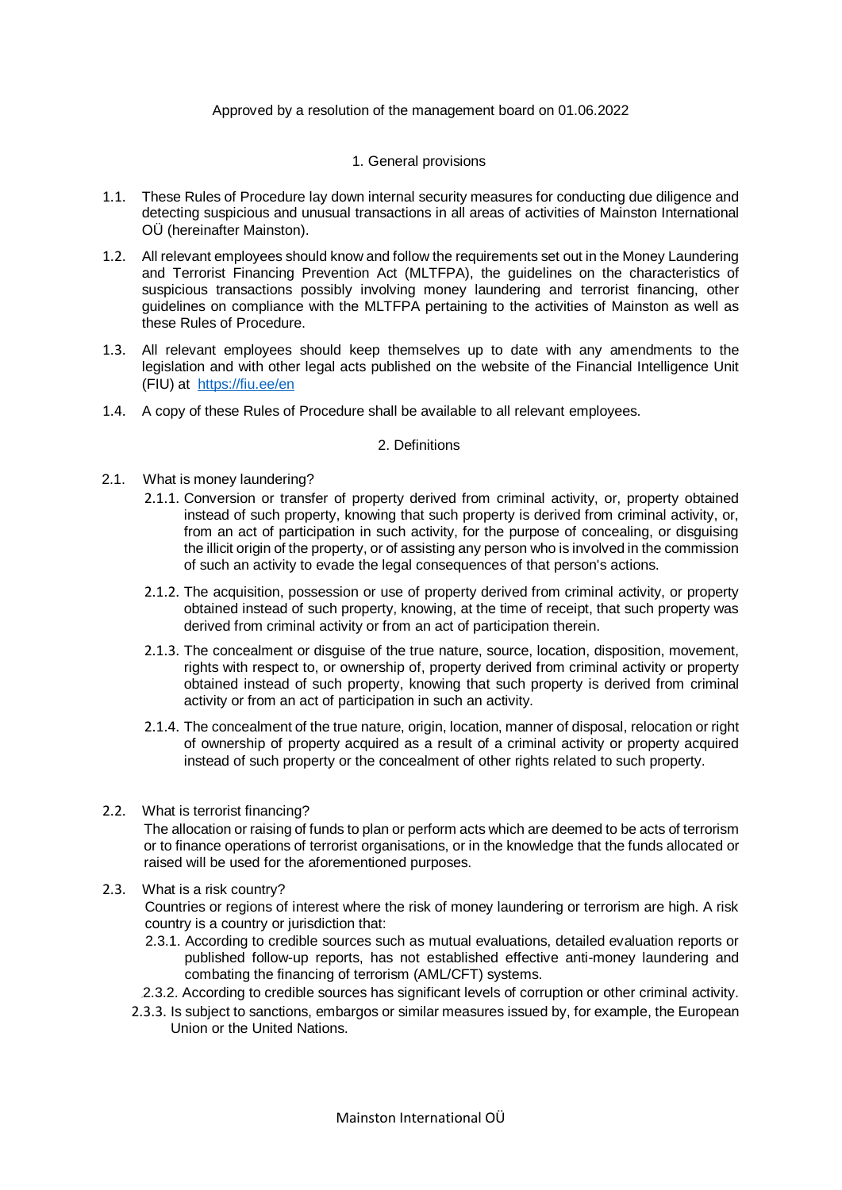Approved by a resolution of the management board on 01.06.2022

## 1. General provisions

1.1. These Rules of Procedure lay down internal security measures for conducting due diligence and detecting suspicious and unusual transactions in all areas of activities of Mainston International OÜ (hereinafter Mainston).

1.2. All relevant employees should know and follow the requirements set out in the Money Laundering and Terrorist Financing Prevention Act (MLTFPA), the guidelines on the characteristics of suspicious transactions possibly involving money laundering and terrorist financing, other guidelines on compliance with the MLTFPA pertaining to the activities of Mainston as well as these Rules of Procedure.

1.3. All relevant employees should keep themselves up to date with any amendments to the legislation and with other legal acts published on the website of the Financial Intelligence Unit (FIU) at https://fiu.ee/en

1.4. A copy of these Rules of Procedure shall be available to all relevant employees.

## 2. Definitions

2.1. What is money laundering?

2.1.1. Conversion or transfer of property derived from criminal activity, or, property obtained instead of such property, knowing that such property is derived from criminal activity, or, from an act of participation in such activity, for the purpose of concealing, or disguising the illicit origin of the property, or of assisting any person who is involved in the commission of such an activity to evade the legal consequences of that person's actions.

2.1.2. The acquisition, possession or use of property derived from criminal activity, or property obtained instead of such property, knowing, at the time of receipt, that such property was derived from criminal activity or from an act of participation therein.

2.1.3. The concealment or disguise of the true nature, source, location, disposition, movement, rights with respect to, or ownership of, property derived from criminal activity or property obtained instead of such property, knowing that such property is derived from criminal activity or from an act of participation in such an activity.

2.1.4. The concealment of the true nature, origin, location, manner of disposal, relocation or right of ownership of property acquired as a result of a criminal activity or property acquired instead of such property or the concealment of other rights related to such property.

2.2. What is terrorist financing?

The allocation or raising of funds to plan or perform acts which are deemed to be acts of terrorism or to finance operations of terrorist organisations, or in the knowledge that the funds allocated or raised will be used for the aforementioned purposes.

2.3. What is a risk country?

Countries or regions of interest where the risk of money laundering or terrorism are high. A risk country is a country or jurisdiction that:

2.3.1. According to credible sources such as mutual evaluations, detailed evaluation reports or published follow-up reports, has not established effective anti-money laundering and combating the financing of terrorism (AML/CFT) systems.

2.3.2. According to credible sources has significant levels of corruption or other criminal activity.

2.3.3. Is subject to sanctions, embargos or similar measures issued by, for example, the European Union or the United Nations.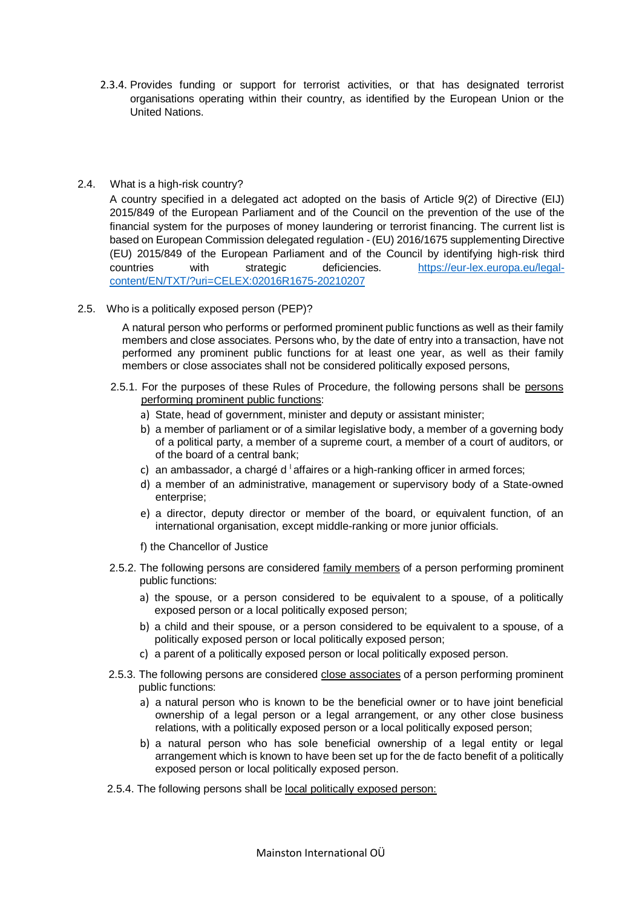2.3.4. Provides funding or support for terrorist activities, or that has designated terrorist organisations operating within their country, as identified by the European Union or the United Nations.

2.4. What is a high-risk country?

A country specified in a delegated act adopted on the basis of Article 9(2) of Directive (EIJ) 2015/849 of the European Parliament and of the Council on the prevention of the use of the financial system for the purposes of money laundering or terrorist financing. The current list is based on European Commission delegated regulation - (EU) 2016/1675 supplementing Directive (EU) 2015/849 of the European Parliament and of the Council by identifying high-risk third countries with strategic deficiencies. [https://eur-lex.europa.eu/legal-content/EN/TXT/?uri=CELEX:02016R1675-20210207](https://eur-lex.europa.eu/legal-content/EN/TXT/?uri=CELEX:02016R1675-20210207)

2.5. Who is a politically exposed person (PEP)?

A natural person who performs or performed prominent public functions as well as their family members and close associates. Persons who, by the date of entry into a transaction, have not performed any prominent public functions for at least one year, as well as their family members or close associates shall not be considered politically exposed persons,

2.5.1. For the purposes of these Rules of Procedure, the following persons shall be <u>persons performing prominent public functions</u>:

a) State, head of government, minister and deputy or assistant minister;

b) a member of parliament or of a similar legislative body, a member of a governing body of a political party, a member of a supreme court, a member of a court of auditors, or of the board of a central bank;

c) an ambassador, a chargé d ꞌ affaires or a high-ranking officer in armed forces;

d) a member of an administrative, management or supervisory body of a State-owned enterprise;

e) a director, deputy director or member of the board, or equivalent function, of an international organisation, except middle-ranking or more junior officials.

f) the Chancellor of Justice

2.5.2. The following persons are considered <u>family members</u> of a person performing prominent public functions:

a) the spouse, or a person considered to be equivalent to a spouse, of a politically exposed person or a local politically exposed person;

b) a child and their spouse, or a person considered to be equivalent to a spouse, of a politically exposed person or local politically exposed person;

c) a parent of a politically exposed person or local politically exposed person.

2.5.3. The following persons are considered <u>close associates</u> of a person performing prominent public functions:

a) a natural person who is known to be the beneficial owner or to have joint beneficial ownership of a legal person or a legal arrangement, or any other close business relations, with a politically exposed person or a local politically exposed person;

b) a natural person who has sole beneficial ownership of a legal entity or legal arrangement which is known to have been set up for the de facto benefit of a politically exposed person or local politically exposed person.

2.5.4. The following persons shall be <u>local politically exposed person:</u>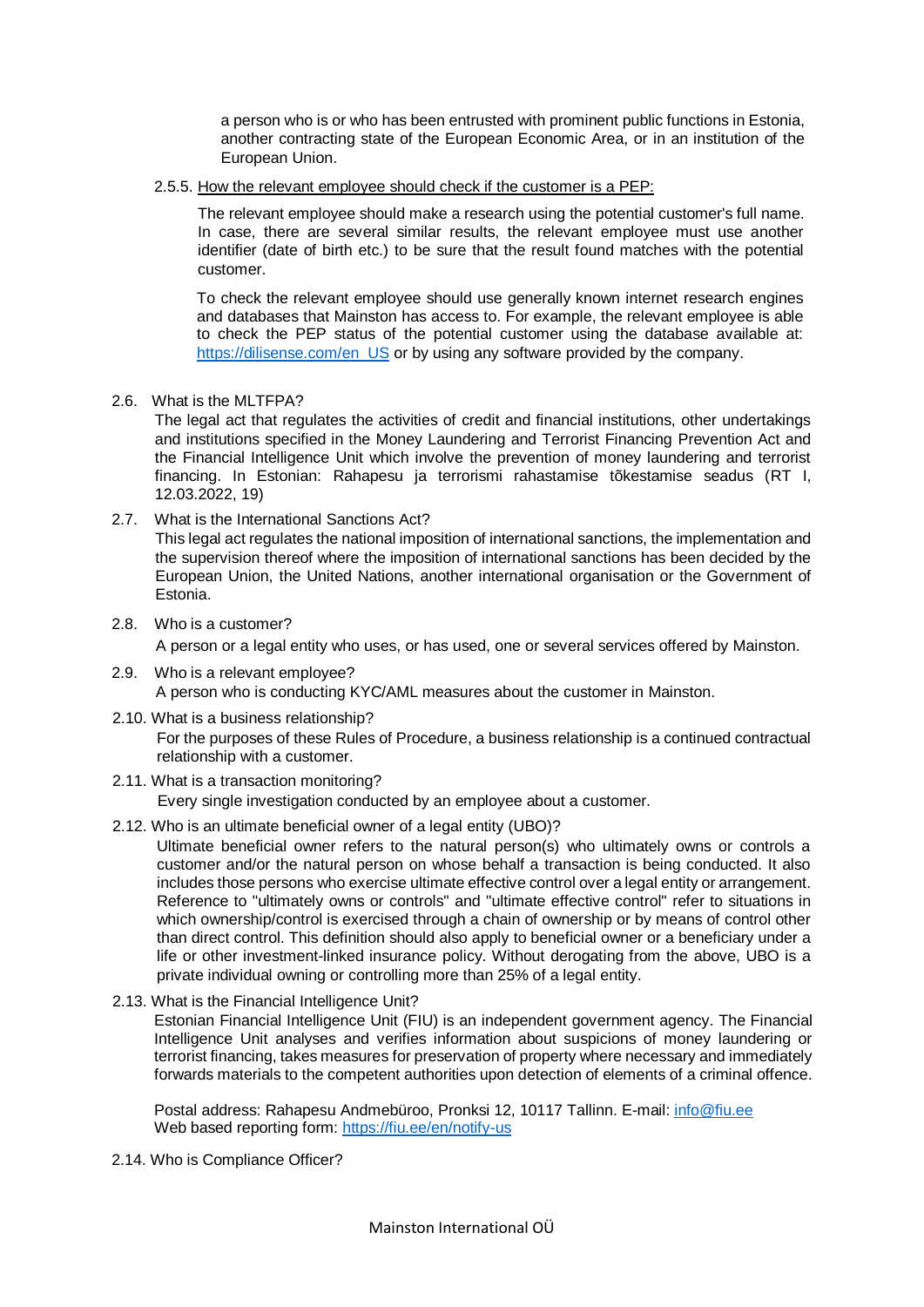a person who is or who has been entrusted with prominent public functions in Estonia, another contracting state of the European Economic Area, or in an institution of the European Union.

2.5.5. How the relevant employee should check if the customer is a PEP:

The relevant employee should make a research using the potential customer's full name. In case, there are several similar results, the relevant employee must use another identifier (date of birth etc.) to be sure that the result found matches with the potential customer.

To check the relevant employee should use generally known internet research engines and databases that Mainston has access to. For example, the relevant employee is able to check the PEP status of the potential customer using the database available at: [https://dilisense.com/en_US](https://dilisense.com/en_US) or by using any software provided by the company.

2.6. What is the MLTFPA?

The legal act that regulates the activities of credit and financial institutions, other undertakings and institutions specified in the Money Laundering and Terrorist Financing Prevention Act and the Financial Intelligence Unit which involve the prevention of money laundering and terrorist financing. In Estonian: Rahapesu ja terrorismi rahastamise tõkestamise seadus (RT I, 12.03.2022, 19)

2.7. What is the International Sanctions Act?

This legal act regulates the national imposition of international sanctions, the implementation and the supervision thereof where the imposition of international sanctions has been decided by the European Union, the United Nations, another international organisation or the Government of Estonia.

2.8. Who is a customer?

A person or a legal entity who uses, or has used, one or several services offered by Mainston.

2.9. Who is a relevant employee?

A person who is conducting KYC/AML measures about the customer in Mainston.

2.10. What is a business relationship?

For the purposes of these Rules of Procedure, a business relationship is a continued contractual relationship with a customer.

2.11. What is a transaction monitoring?

Every single investigation conducted by an employee about a customer.

2.12. Who is an ultimate beneficial owner of a legal entity (UBO)?

Ultimate beneficial owner refers to the natural person(s) who ultimately owns or controls a customer and/or the natural person on whose behalf a transaction is being conducted. It also includes those persons who exercise ultimate effective control over a legal entity or arrangement. Reference to "ultimately owns or controls" and "ultimate effective control" refer to situations in which ownership/control is exercised through a chain of ownership or by means of control other than direct control. This definition should also apply to beneficial owner or a beneficiary under a life or other investment-linked insurance policy. Without derogating from the above, UBO is a private individual owning or controlling more than 25% of a legal entity.

2.13. What is the Financial Intelligence Unit?

Estonian Financial Intelligence Unit (FIU) is an independent government agency. The Financial Intelligence Unit analyses and verifies information about suspicions of money laundering or terrorist financing, takes measures for preservation of property where necessary and immediately forwards materials to the competent authorities upon detection of elements of a criminal offence.

Postal address: Rahapesu Andmebüroo, Pronksi 12, 10117 Tallinn. E-mail: [info@fiu.ee](mailto:info@fiu.ee)
Web based reporting form: [https://fiu.ee/en/notify-us](https://fiu.ee/en/notify-us)

2.14. Who is Compliance Officer?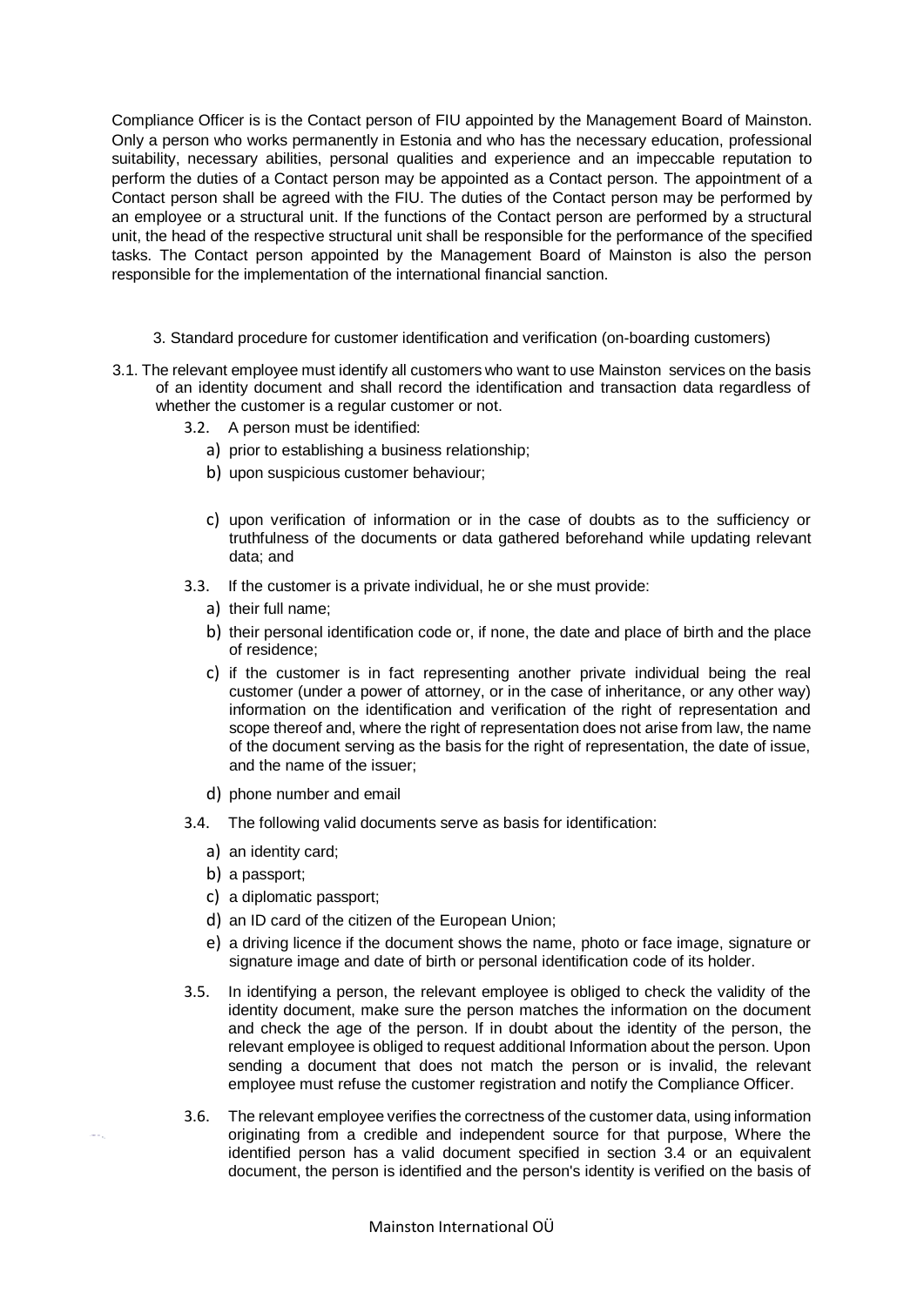Compliance Officer is is the Contact person of FIU appointed by the Management Board of Mainston. Only a person who works permanently in Estonia and who has the necessary education, professional suitability, necessary abilities, personal qualities and experience and an impeccable reputation to perform the duties of a Contact person may be appointed as a Contact person. The appointment of a Contact person shall be agreed with the FIU. The duties of the Contact person may be performed by an employee or a structural unit. If the functions of the Contact person are performed by a structural unit, the head of the respective structural unit shall be responsible for the performance of the specified tasks. The Contact person appointed by the Management Board of Mainston is also the person responsible for the implementation of the international financial sanction.

## 3. Standard procedure for customer identification and verification (on-boarding customers)

3.1. The relevant employee must identify all customers who want to use Mainston services on the basis of an identity document and shall record the identification and transaction data regardless of whether the customer is a regular customer or not.

3.2. A person must be identified:

a) prior to establishing a business relationship;

b) upon suspicious customer behaviour;

c) upon verification of information or in the case of doubts as to the sufficiency or truthfulness of the documents or data gathered beforehand while updating relevant data; and

3.3. If the customer is a private individual, he or she must provide:

a) their full name;

b) their personal identification code or, if none, the date and place of birth and the place of residence;

c) if the customer is in fact representing another private individual being the real customer (under a power of attorney, or in the case of inheritance, or any other way) information on the identification and verification of the right of representation and scope thereof and, where the right of representation does not arise from law, the name of the document serving as the basis for the right of representation, the date of issue, and the name of the issuer;

d) phone number and email

3.4. The following valid documents serve as basis for identification:

a) an identity card;

b) a passport;

c) a diplomatic passport;

d) an ID card of the citizen of the European Union;

e) a driving licence if the document shows the name, photo or face image, signature or signature image and date of birth or personal identification code of its holder.

3.5. In identifying a person, the relevant employee is obliged to check the validity of the identity document, make sure the person matches the information on the document and check the age of the person. If in doubt about the identity of the person, the relevant employee is obliged to request additional Information about the person. Upon sending a document that does not match the person or is invalid, the relevant employee must refuse the customer registration and notify the Compliance Officer.

3.6. The relevant employee verifies the correctness of the customer data, using information originating from a credible and independent source for that purpose, Where the identified person has a valid document specified in section 3.4 or an equivalent document, the person is identified and the person's identity is verified on the basis of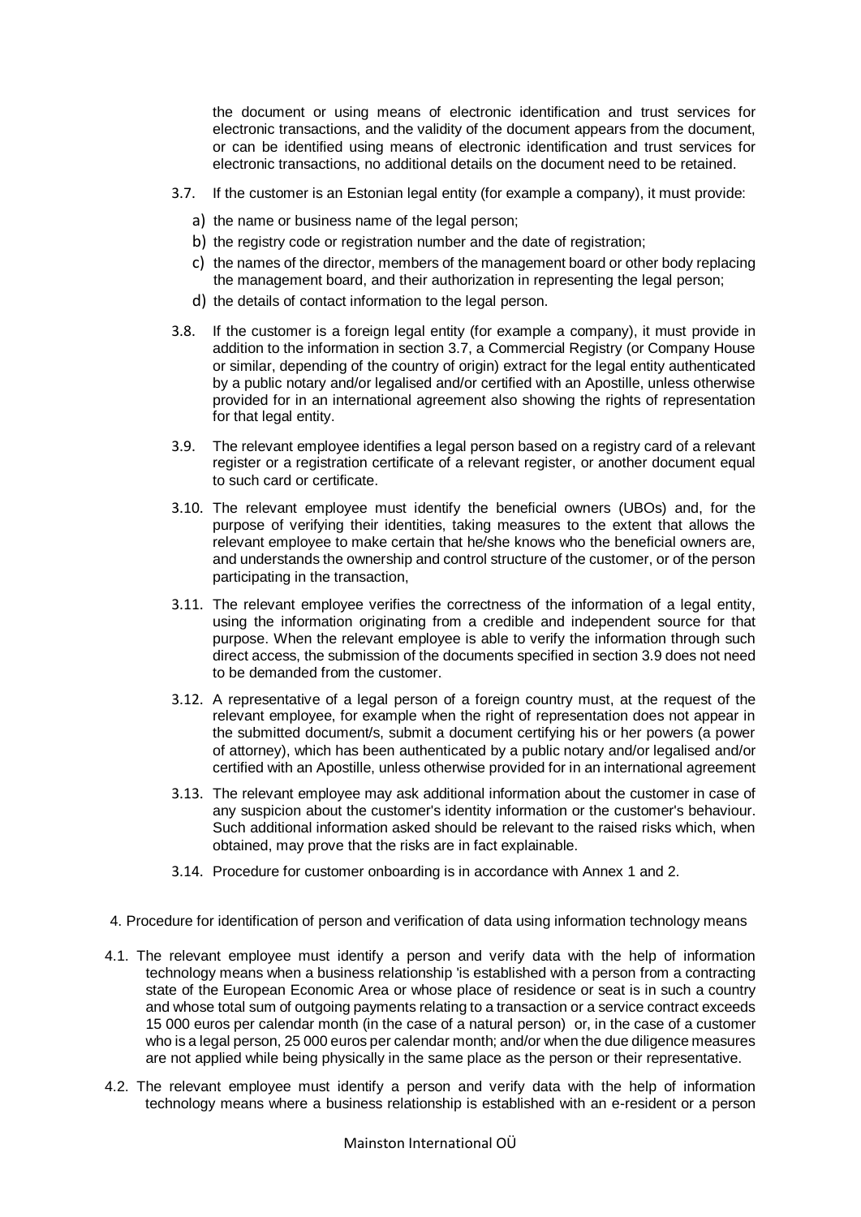the document or using means of electronic identification and trust services for electronic transactions, and the validity of the document appears from the document, or can be identified using means of electronic identification and trust services for electronic transactions, no additional details on the document need to be retained.

3.7. If the customer is an Estonian legal entity (for example a company), it must provide:

a) the name or business name of the legal person;

b) the registry code or registration number and the date of registration;

c) the names of the director, members of the management board or other body replacing the management board, and their authorization in representing the legal person;

d) the details of contact information to the legal person.

3.8. If the customer is a foreign legal entity (for example a company), it must provide in addition to the information in section 3.7, a Commercial Registry (or Company House or similar, depending of the country of origin) extract for the legal entity authenticated by a public notary and/or legalised and/or certified with an Apostille, unless otherwise provided for in an international agreement also showing the rights of representation for that legal entity.

3.9. The relevant employee identifies a legal person based on a registry card of a relevant register or a registration certificate of a relevant register, or another document equal to such card or certificate.

3.10. The relevant employee must identify the beneficial owners (UBOs) and, for the purpose of verifying their identities, taking measures to the extent that allows the relevant employee to make certain that he/she knows who the beneficial owners are, and understands the ownership and control structure of the customer, or of the person participating in the transaction,

3.11. The relevant employee verifies the correctness of the information of a legal entity, using the information originating from a credible and independent source for that purpose. When the relevant employee is able to verify the information through such direct access, the submission of the documents specified in section 3.9 does not need to be demanded from the customer.

3.12. A representative of a legal person of a foreign country must, at the request of the relevant employee, for example when the right of representation does not appear in the submitted document/s, submit a document certifying his or her powers (a power of attorney), which has been authenticated by a public notary and/or legalised and/or certified with an Apostille, unless otherwise provided for in an international agreement

3.13. The relevant employee may ask additional information about the customer in case of any suspicion about the customer's identity information or the customer's behaviour. Such additional information asked should be relevant to the raised risks which, when obtained, may prove that the risks are in fact explainable.

3.14. Procedure for customer onboarding is in accordance with Annex 1 and 2.

4. Procedure for identification of person and verification of data using information technology means

4.1. The relevant employee must identify a person and verify data with the help of information technology means when a business relationship 'is established with a person from a contracting state of the European Economic Area or whose place of residence or seat is in such a country and whose total sum of outgoing payments relating to a transaction or a service contract exceeds 15 000 euros per calendar month (in the case of a natural person) or, in the case of a customer who is a legal person, 25 000 euros per calendar month; and/or when the due diligence measures are not applied while being physically in the same place as the person or their representative.

4.2. The relevant employee must identify a person and verify data with the help of information technology means where a business relationship is established with an e-resident or a person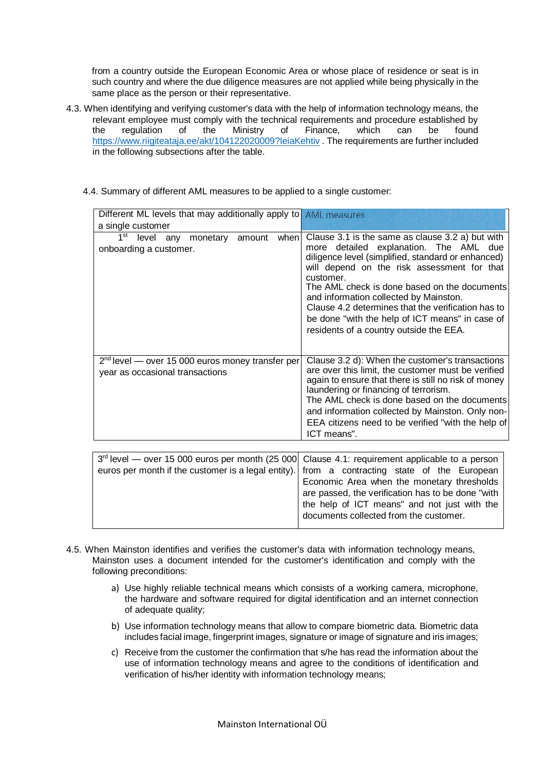from a country outside the European Economic Area or whose place of residence or seat is in such country and where the due diligence measures are not applied while being physically in the same place as the person or their representative.

4.3. When identifying and verifying customer's data with the help of information technology means, the relevant employee must comply with the technical requirements and procedure established by the regulation of the Ministry of Finance, which can be found https://www.riigiteataja.ee/akt/104122020009?leiaKehtiv . The requirements are further included in the following subsections after the table.

4.4. Summary of different AML measures to be applied to a single customer:

| Different ML levels that may additionally apply to a single customer | AML measures |
|---|---|
| 1st level any monetary amount when onboarding a customer. | Clause 3.1 is the same as clause 3.2 a) but with more detailed explanation. The AML due diligence level (simplified, standard or enhanced) will depend on the risk assessment for that customer.<br>The AML check is done based on the documents and information collected by Mainston.<br>Clause 4.2 determines that the verification has to be done "with the help of ICT means" in case of residents of a country outside the EEA. |
| 2nd level — over 15 000 euros money transfer per year as occasional transactions | Clause 3.2 d): When the customer's transactions are over this limit, the customer must be verified again to ensure that there is still no risk of money laundering or financing of terrorism.<br>The AML check is done based on the documents and information collected by Mainston. Only non-EEA citizens need to be verified "with the help of ICT means". |
| 3rd level — over 15 000 euros per month (25 000 euros per month if the customer is a legal entity). | Clause 4.1: requirement applicable to a person from a contracting state of the European Economic Area when the monetary thresholds are passed, the verification has to be done "with the help of ICT means" and not just with the documents collected from the customer. |

4.5. When Mainston identifies and verifies the customer's data with information technology means, Mainston uses a document intended for the customer's identification and comply with the following preconditions:

a) Use highly reliable technical means which consists of a working camera, microphone, the hardware and software required for digital identification and an internet connection of adequate quality;

b) Use information technology means that allow to compare biometric data. Biometric data includes facial image, fingerprint images, signature or image of signature and iris images;

c) Receive from the customer the confirmation that s/he has read the information about the use of information technology means and agree to the conditions of identification and verification of his/her identity with information technology means;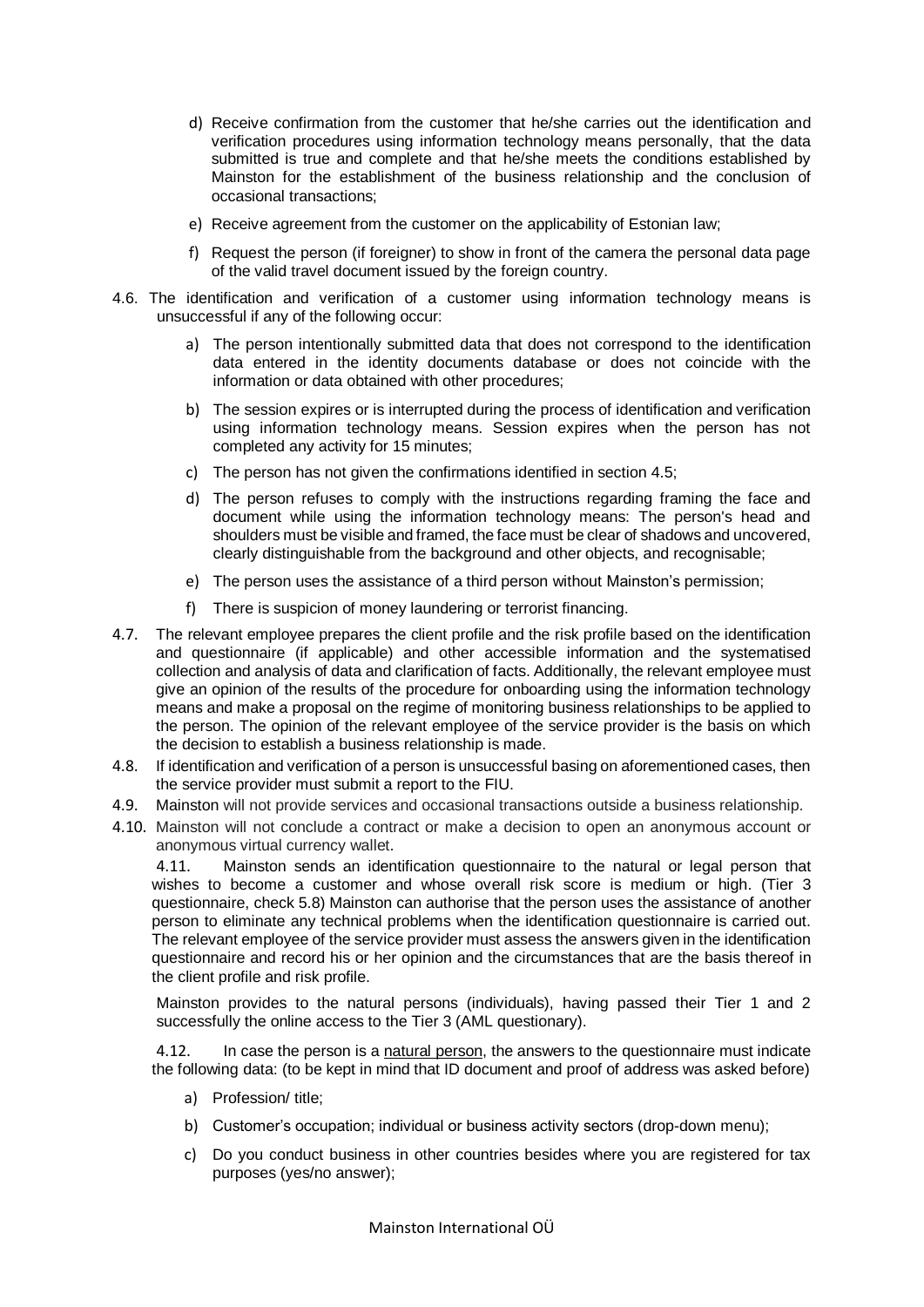d) Receive confirmation from the customer that he/she carries out the identification and verification procedures using information technology means personally, that the data submitted is true and complete and that he/she meets the conditions established by Mainston for the establishment of the business relationship and the conclusion of occasional transactions;

e) Receive agreement from the customer on the applicability of Estonian law;

f) Request the person (if foreigner) to show in front of the camera the personal data page of the valid travel document issued by the foreign country.

4.6. The identification and verification of a customer using information technology means is unsuccessful if any of the following occur:

a) The person intentionally submitted data that does not correspond to the identification data entered in the identity documents database or does not coincide with the information or data obtained with other procedures;

b) The session expires or is interrupted during the process of identification and verification using information technology means. Session expires when the person has not completed any activity for 15 minutes;

c) The person has not given the confirmations identified in section 4.5;

d) The person refuses to comply with the instructions regarding framing the face and document while using the information technology means: The person's head and shoulders must be visible and framed, the face must be clear of shadows and uncovered, clearly distinguishable from the background and other objects, and recognisable;

e) The person uses the assistance of a third person without Mainston's permission;

f) There is suspicion of money laundering or terrorist financing.

4.7. The relevant employee prepares the client profile and the risk profile based on the identification and questionnaire (if applicable) and other accessible information and the systematised collection and analysis of data and clarification of facts. Additionally, the relevant employee must give an opinion of the results of the procedure for onboarding using the information technology means and make a proposal on the regime of monitoring business relationships to be applied to the person. The opinion of the relevant employee of the service provider is the basis on which the decision to establish a business relationship is made.

4.8. If identification and verification of a person is unsuccessful basing on aforementioned cases, then the service provider must submit a report to the FIU.

4.9. Mainston will not provide services and occasional transactions outside a business relationship.

4.10. Mainston will not conclude a contract or make a decision to open an anonymous account or anonymous virtual currency wallet.

4.11. Mainston sends an identification questionnaire to the natural or legal person that wishes to become a customer and whose overall risk score is medium or high. (Tier 3 questionnaire, check 5.8) Mainston can authorise that the person uses the assistance of another person to eliminate any technical problems when the identification questionnaire is carried out. The relevant employee of the service provider must assess the answers given in the identification questionnaire and record his or her opinion and the circumstances that are the basis thereof in the client profile and risk profile.

Mainston provides to the natural persons (individuals), having passed their Tier 1 and 2 successfully the online access to the Tier 3 (AML questionary).

4.12. In case the person is a natural person, the answers to the questionnaire must indicate the following data: (to be kept in mind that ID document and proof of address was asked before)

a) Profession/ title;

b) Customer's occupation; individual or business activity sectors (drop-down menu);

c) Do you conduct business in other countries besides where you are registered for tax purposes (yes/no answer);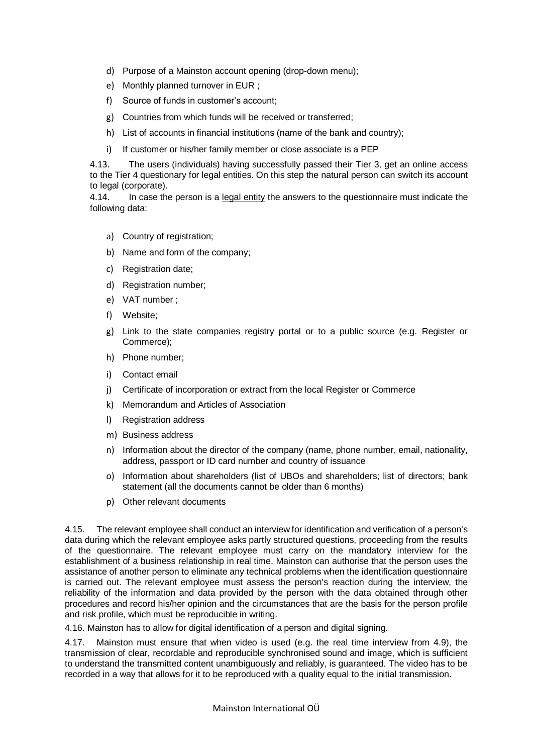d) Purpose of a Mainston account opening (drop-down menu);

e) Monthly planned turnover in EUR ;

f) Source of funds in customer's account;

g) Countries from which funds will be received or transferred;

h) List of accounts in financial institutions (name of the bank and country);

i) If customer or his/her family member or close associate is a PEP

4.13. The users (individuals) having successfully passed their Tier 3, get an online access to the Tier 4 questionary for legal entities. On this step the natural person can switch its account to legal (corporate).

4.14. In case the person is a legal entity the answers to the questionnaire must indicate the following data:

a) Country of registration;

b) Name and form of the company;

c) Registration date;

d) Registration number;

e) VAT number ;

f) Website;

g) Link to the state companies registry portal or to a public source (e.g. Register or Commerce);

h) Phone number;

i) Contact email

j) Certificate of incorporation or extract from the local Register or Commerce

k) Memorandum and Articles of Association

l) Registration address

m) Business address

n) Information about the director of the company (name, phone number, email, nationality, address, passport or ID card number and country of issuance

o) Information about shareholders (list of UBOs and shareholders; list of directors; bank statement (all the documents cannot be older than 6 months)

p) Other relevant documents

4.15. The relevant employee shall conduct an interview for identification and verification of a person's data during which the relevant employee asks partly structured questions, proceeding from the results of the questionnaire. The relevant employee must carry on the mandatory interview for the establishment of a business relationship in real time. Mainston can authorise that the person uses the assistance of another person to eliminate any technical problems when the identification questionnaire is carried out. The relevant employee must assess the person's reaction during the interview, the reliability of the information and data provided by the person with the data obtained through other procedures and record his/her opinion and the circumstances that are the basis for the person profile and risk profile, which must be reproducible in writing.

4.16. Mainston has to allow for digital identification of a person and digital signing.

4.17. Mainston must ensure that when video is used (e.g. the real time interview from 4.9), the transmission of clear, recordable and reproducible synchronised sound and image, which is sufficient to understand the transmitted content unambiguously and reliably, is guaranteed. The video has to be recorded in a way that allows for it to be reproduced with a quality equal to the initial transmission.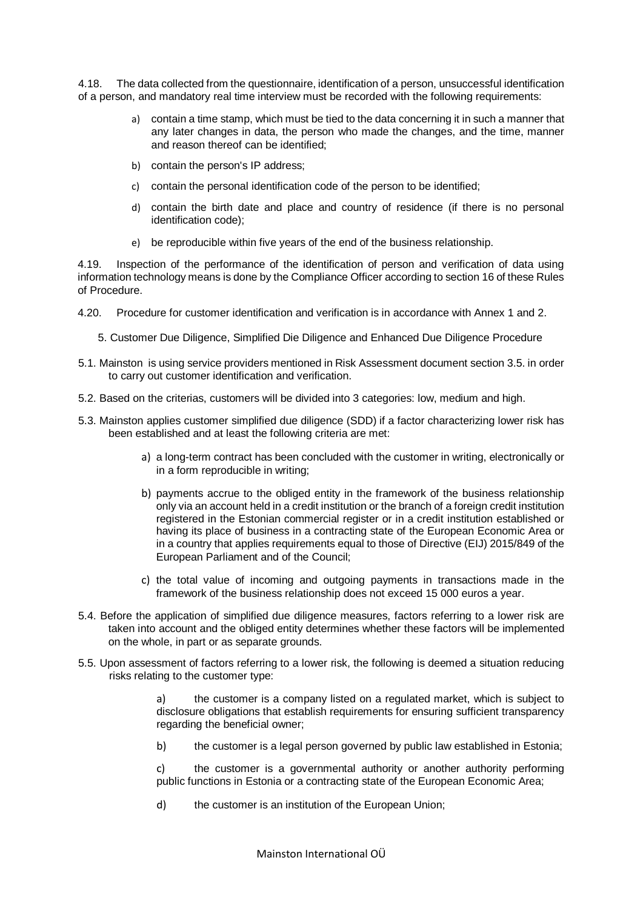4.18. The data collected from the questionnaire, identification of a person, unsuccessful identification of a person, and mandatory real time interview must be recorded with the following requirements:

a) contain a time stamp, which must be tied to the data concerning it in such a manner that any later changes in data, the person who made the changes, and the time, manner and reason thereof can be identified;

b) contain the person's IP address;

c) contain the personal identification code of the person to be identified;

d) contain the birth date and place and country of residence (if there is no personal identification code);

e) be reproducible within five years of the end of the business relationship.

4.19. Inspection of the performance of the identification of person and verification of data using information technology means is done by the Compliance Officer according to section 16 of these Rules of Procedure.

4.20. Procedure for customer identification and verification is in accordance with Annex 1 and 2.

## 5. Customer Due Diligence, Simplified Die Diligence and Enhanced Due Diligence Procedure

5.1. Mainston is using service providers mentioned in Risk Assessment document section 3.5. in order to carry out customer identification and verification.

5.2. Based on the criterias, customers will be divided into 3 categories: low, medium and high.

5.3. Mainston applies customer simplified due diligence (SDD) if a factor characterizing lower risk has been established and at least the following criteria are met:

a) a long-term contract has been concluded with the customer in writing, electronically or in a form reproducible in writing;

b) payments accrue to the obliged entity in the framework of the business relationship only via an account held in a credit institution or the branch of a foreign credit institution registered in the Estonian commercial register or in a credit institution established or having its place of business in a contracting state of the European Economic Area or in a country that applies requirements equal to those of Directive (EIJ) 2015/849 of the European Parliament and of the Council;

c) the total value of incoming and outgoing payments in transactions made in the framework of the business relationship does not exceed 15 000 euros a year.

5.4. Before the application of simplified due diligence measures, factors referring to a lower risk are taken into account and the obliged entity determines whether these factors will be implemented on the whole, in part or as separate grounds.

5.5. Upon assessment of factors referring to a lower risk, the following is deemed a situation reducing risks relating to the customer type:

a) the customer is a company listed on a regulated market, which is subject to disclosure obligations that establish requirements for ensuring sufficient transparency regarding the beneficial owner;

b) the customer is a legal person governed by public law established in Estonia;

c) the customer is a governmental authority or another authority performing public functions in Estonia or a contracting state of the European Economic Area;

d) the customer is an institution of the European Union;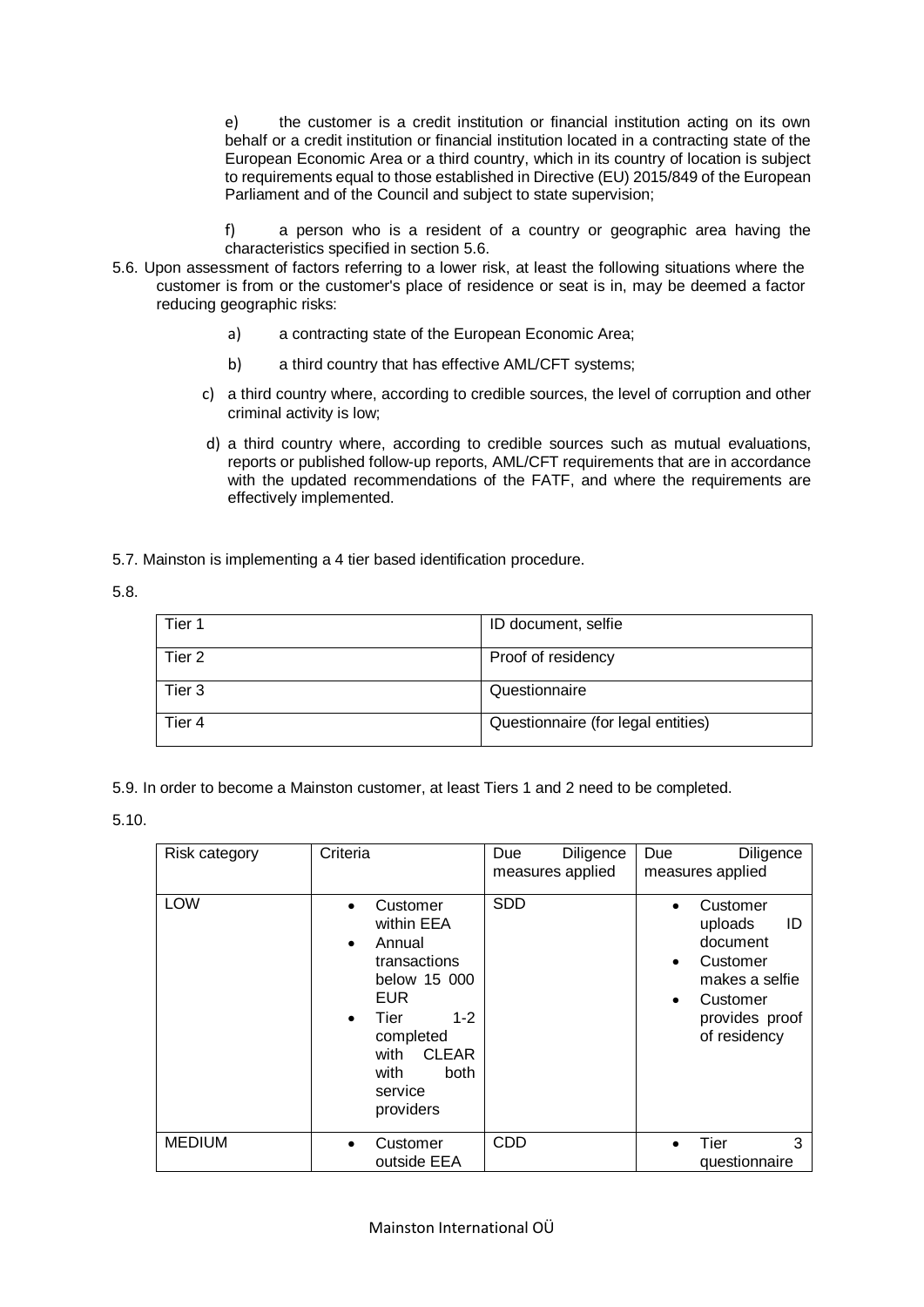e) the customer is a credit institution or financial institution acting on its own behalf or a credit institution or financial institution located in a contracting state of the European Economic Area or a third country, which in its country of location is subject to requirements equal to those established in Directive (EU) 2015/849 of the European Parliament and of the Council and subject to state supervision;

f) a person who is a resident of a country or geographic area having the characteristics specified in section 5.6.

5.6. Upon assessment of factors referring to a lower risk, at least the following situations where the customer is from or the customer's place of residence or seat is in, may be deemed a factor reducing geographic risks:

a) a contracting state of the European Economic Area;

b) a third country that has effective AML/CFT systems;

c) a third country where, according to credible sources, the level of corruption and other criminal activity is low;

d) a third country where, according to credible sources such as mutual evaluations, reports or published follow-up reports, AML/CFT requirements that are in accordance with the updated recommendations of the FATF, and where the requirements are effectively implemented.

5.7. Mainston is implementing a 4 tier based identification procedure.

5.8.

| Tier 1 | ID document, selfie |
|---|---|
| Tier 2 | Proof of residency |
| Tier 3 | Questionnaire |
| Tier 4 | Questionnaire (for legal entities) |

5.9. In order to become a Mainston customer, at least Tiers 1 and 2 need to be completed.

5.10.

| Risk category | Criteria | Due Diligence measures applied | Due Diligence measures applied |
|---|---|---|---|
| LOW | • Customer within EEA<br>• Annual transactions below 15 000 EUR<br>• Tier 1-2 completed with CLEAR with both service providers | SDD | • Customer uploads ID document<br>• Customer makes a selfie<br>• Customer provides proof of residency |
| MEDIUM | • Customer outside EEA | CDD | • Tier 3 questionnaire |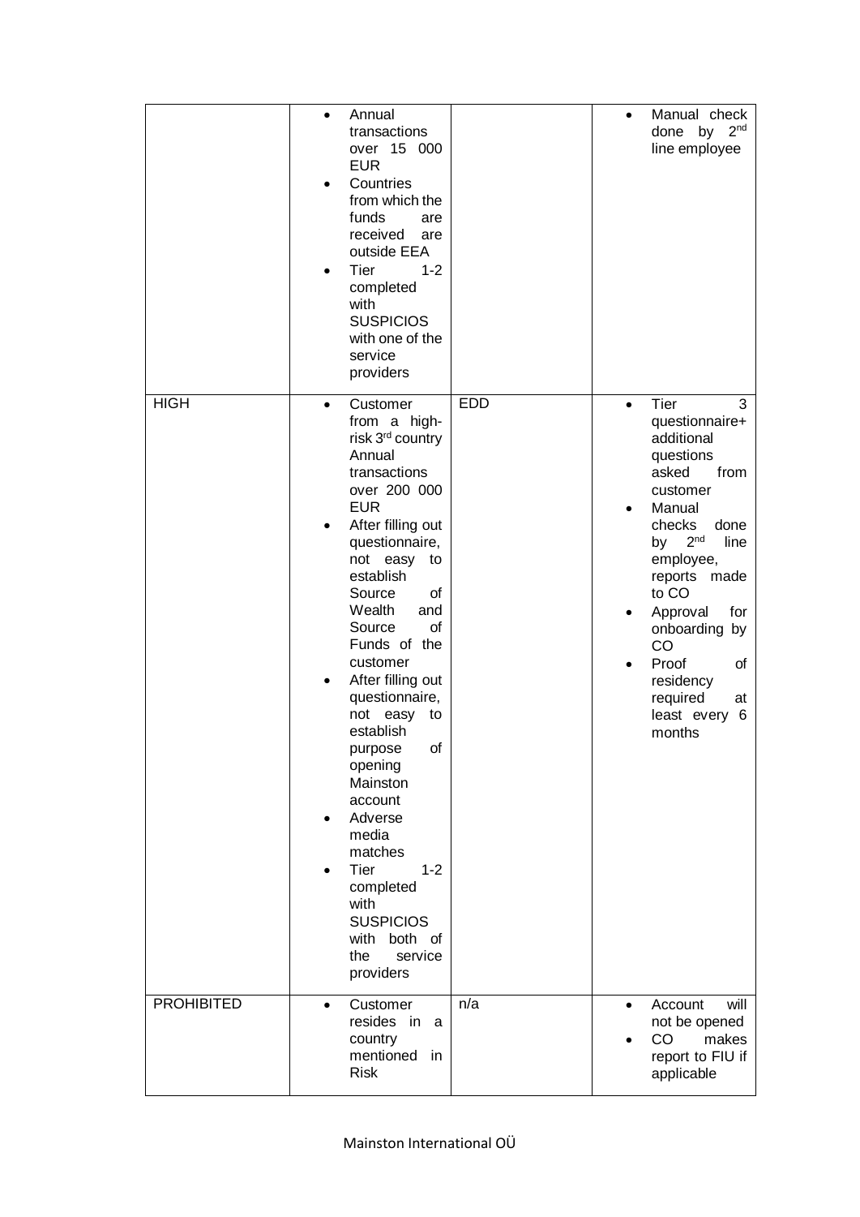| | | | |
|---|---|---|---|
| | • Annual transactions over 15 000 EUR<br>• Countries from which the funds are received are outside EEA<br>• Tier 1-2 completed with SUSPICIOS with one of the service providers | | • Manual check done by 2nd line employee |
| HIGH | • Customer from a high-risk 3rd country Annual transactions over 200 000 EUR<br>• After filling out questionnaire, not easy to establish Source of Wealth and Source of Funds of the customer<br>• After filling out questionnaire, not easy to establish purpose of opening Mainston account<br>• Adverse media matches<br>• Tier 1-2 completed with SUSPICIOS with both of the service providers | EDD | • Tier 3 questionnaire+ additional questions asked from customer<br>• Manual checks done by 2nd line employee, reports made to CO<br>• Approval for onboarding by CO<br>• Proof of residency required at least every 6 months |
| PROHIBITED | • Customer resides in a country mentioned in Risk | n/a | • Account will not be opened<br>• CO makes report to FIU if applicable |

Mainston International OÜ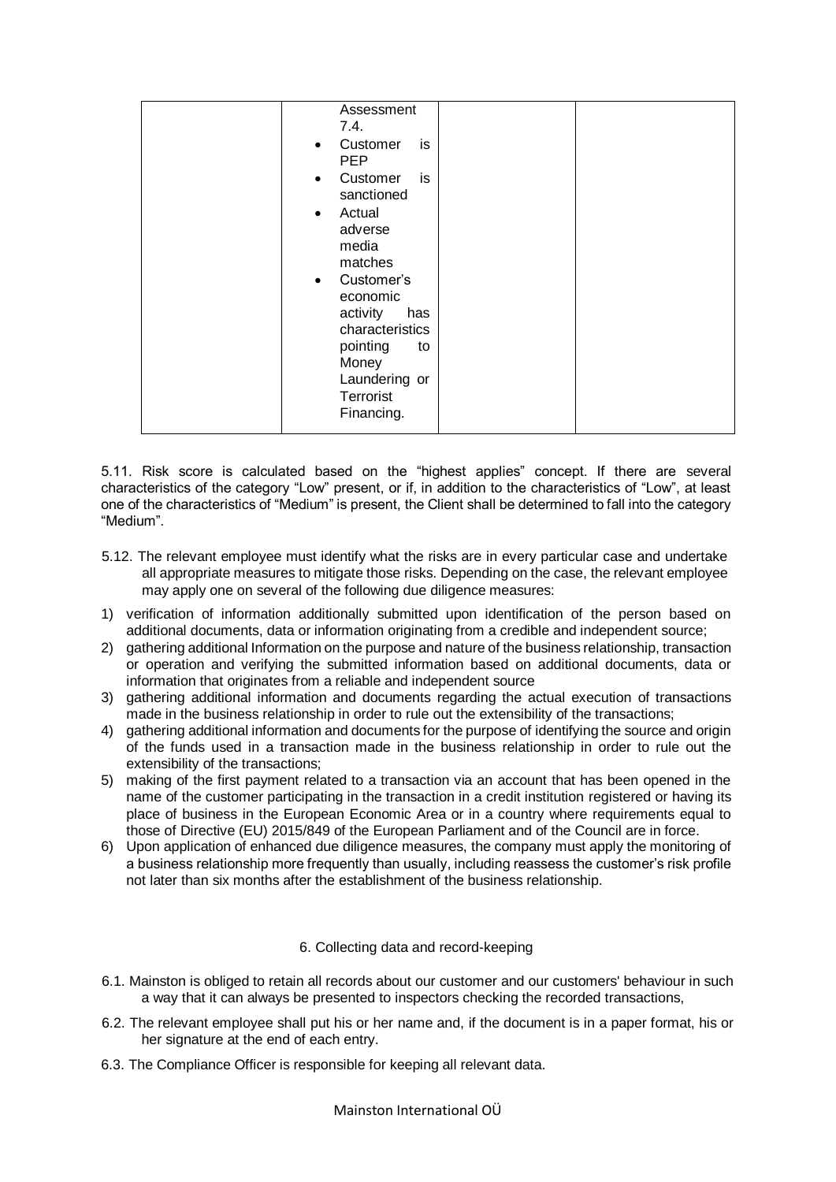| | | | |
|---|---|---|---|
| | Assessment 7.4.<br>• Customer is PEP<br>• Customer is sanctioned<br>• Actual adverse media matches<br>• Customer's economic activity has characteristics pointing to Money Laundering or Terrorist Financing. | | |

5.11. Risk score is calculated based on the "highest applies" concept. If there are several characteristics of the category "Low" present, or if, in addition to the characteristics of "Low", at least one of the characteristics of "Medium" is present, the Client shall be determined to fall into the category "Medium".

5.12. The relevant employee must identify what the risks are in every particular case and undertake all appropriate measures to mitigate those risks. Depending on the case, the relevant employee may apply one on several of the following due diligence measures:

1) verification of information additionally submitted upon identification of the person based on additional documents, data or information originating from a credible and independent source;
2) gathering additional Information on the purpose and nature of the business relationship, transaction or operation and verifying the submitted information based on additional documents, data or information that originates from a reliable and independent source
3) gathering additional information and documents regarding the actual execution of transactions made in the business relationship in order to rule out the extensibility of the transactions;
4) gathering additional information and documents for the purpose of identifying the source and origin of the funds used in a transaction made in the business relationship in order to rule out the extensibility of the transactions;
5) making of the first payment related to a transaction via an account that has been opened in the name of the customer participating in the transaction in a credit institution registered or having its place of business in the European Economic Area or in a country where requirements equal to those of Directive (EU) 2015/849 of the European Parliament and of the Council are in force.
6) Upon application of enhanced due diligence measures, the company must apply the monitoring of a business relationship more frequently than usually, including reassess the customer's risk profile not later than six months after the establishment of the business relationship.

## 6. Collecting data and record-keeping

6.1. Mainston is obliged to retain all records about our customer and our customers' behaviour in such a way that it can always be presented to inspectors checking the recorded transactions,

6.2. The relevant employee shall put his or her name and, if the document is in a paper format, his or her signature at the end of each entry.

6.3. The Compliance Officer is responsible for keeping all relevant data.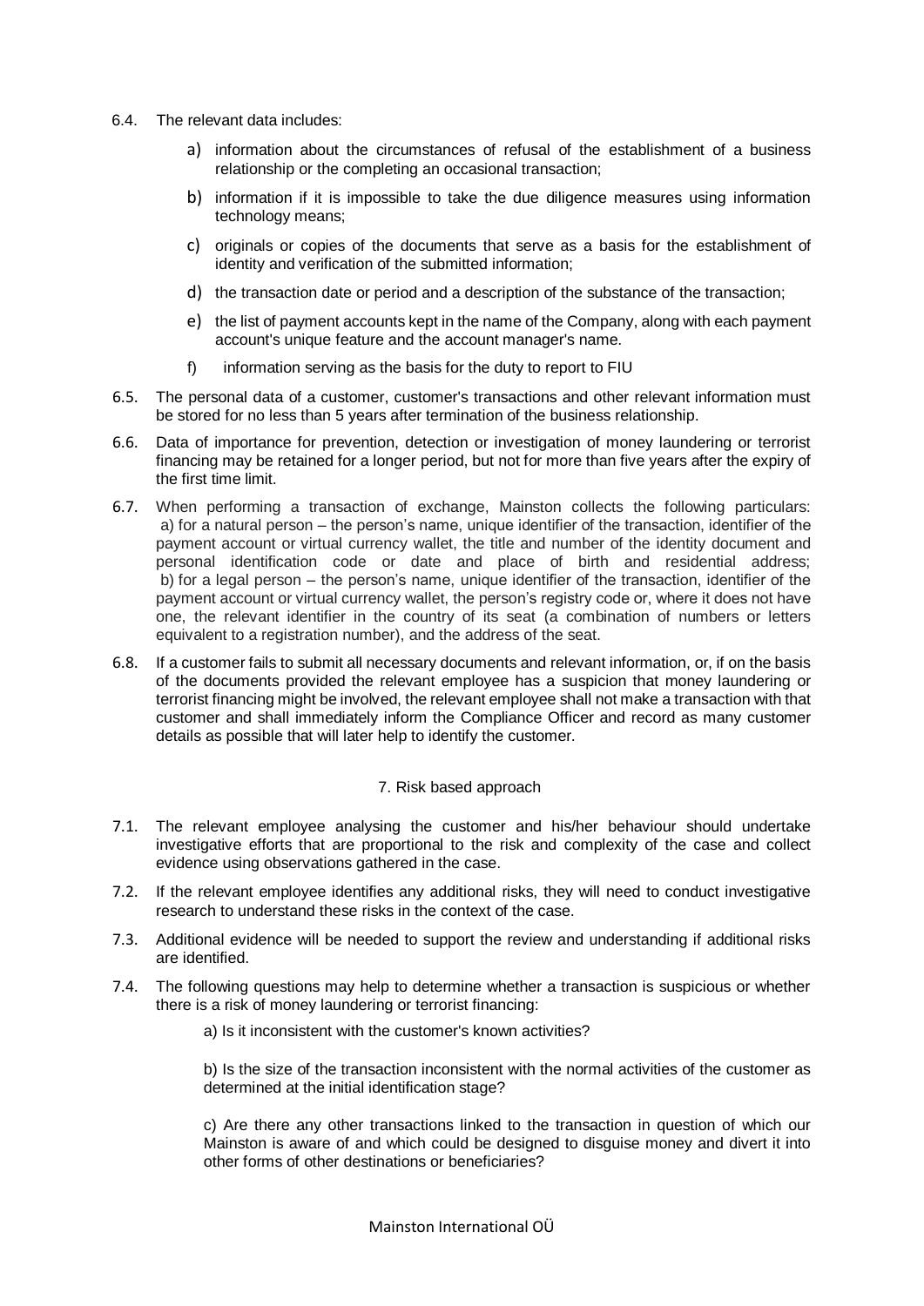6.4. The relevant data includes:

a) information about the circumstances of refusal of the establishment of a business relationship or the completing an occasional transaction;

b) information if it is impossible to take the due diligence measures using information technology means;

c) originals or copies of the documents that serve as a basis for the establishment of identity and verification of the submitted information;

d) the transaction date or period and a description of the substance of the transaction;

e) the list of payment accounts kept in the name of the Company, along with each payment account's unique feature and the account manager's name.

f) information serving as the basis for the duty to report to FIU

6.5. The personal data of a customer, customer's transactions and other relevant information must be stored for no less than 5 years after termination of the business relationship.

6.6. Data of importance for prevention, detection or investigation of money laundering or terrorist financing may be retained for a longer period, but not for more than five years after the expiry of the first time limit.

6.7. When performing a transaction of exchange, Mainston collects the following particulars:
a) for a natural person – the person's name, unique identifier of the transaction, identifier of the payment account or virtual currency wallet, the title and number of the identity document and personal identification code or date and place of birth and residential address;
b) for a legal person – the person's name, unique identifier of the transaction, identifier of the payment account or virtual currency wallet, the person's registry code or, where it does not have one, the relevant identifier in the country of its seat (a combination of numbers or letters equivalent to a registration number), and the address of the seat.

6.8. If a customer fails to submit all necessary documents and relevant information, or, if on the basis of the documents provided the relevant employee has a suspicion that money laundering or terrorist financing might be involved, the relevant employee shall not make a transaction with that customer and shall immediately inform the Compliance Officer and record as many customer details as possible that will later help to identify the customer.

## 7. Risk based approach

7.1. The relevant employee analysing the customer and his/her behaviour should undertake investigative efforts that are proportional to the risk and complexity of the case and collect evidence using observations gathered in the case.

7.2. If the relevant employee identifies any additional risks, they will need to conduct investigative research to understand these risks in the context of the case.

7.3. Additional evidence will be needed to support the review and understanding if additional risks are identified.

7.4. The following questions may help to determine whether a transaction is suspicious or whether there is a risk of money laundering or terrorist financing:

a) Is it inconsistent with the customer's known activities?

b) Is the size of the transaction inconsistent with the normal activities of the customer as determined at the initial identification stage?

c) Are there any other transactions linked to the transaction in question of which our Mainston is aware of and which could be designed to disguise money and divert it into other forms of other destinations or beneficiaries?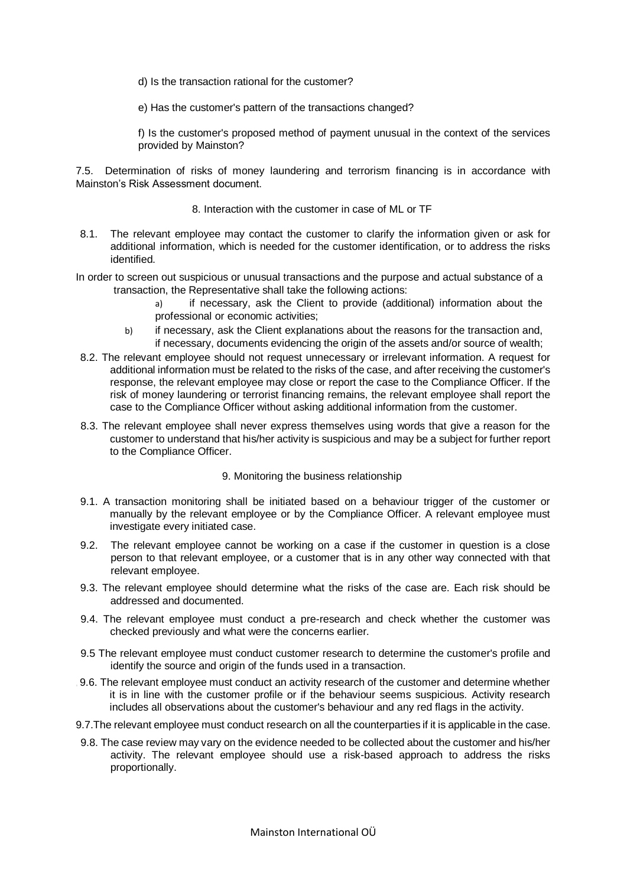d) Is the transaction rational for the customer?

e) Has the customer's pattern of the transactions changed?

f) Is the customer's proposed method of payment unusual in the context of the services provided by Mainston?

7.5. Determination of risks of money laundering and terrorism financing is in accordance with Mainston's Risk Assessment document.

## 8. Interaction with the customer in case of ML or TF

8.1. The relevant employee may contact the customer to clarify the information given or ask for additional information, which is needed for the customer identification, or to address the risks identified.

In order to screen out suspicious or unusual transactions and the purpose and actual substance of a transaction, the Representative shall take the following actions:

a) if necessary, ask the Client to provide (additional) information about the professional or economic activities;

b) if necessary, ask the Client explanations about the reasons for the transaction and, if necessary, documents evidencing the origin of the assets and/or source of wealth;

8.2. The relevant employee should not request unnecessary or irrelevant information. A request for additional information must be related to the risks of the case, and after receiving the customer's response, the relevant employee may close or report the case to the Compliance Officer. If the risk of money laundering or terrorist financing remains, the relevant employee shall report the case to the Compliance Officer without asking additional information from the customer.

8.3. The relevant employee shall never express themselves using words that give a reason for the customer to understand that his/her activity is suspicious and may be a subject for further report to the Compliance Officer.

## 9. Monitoring the business relationship

9.1. A transaction monitoring shall be initiated based on a behaviour trigger of the customer or manually by the relevant employee or by the Compliance Officer. A relevant employee must investigate every initiated case.

9.2. The relevant employee cannot be working on a case if the customer in question is a close person to that relevant employee, or a customer that is in any other way connected with that relevant employee.

9.3. The relevant employee should determine what the risks of the case are. Each risk should be addressed and documented.

9.4. The relevant employee must conduct a pre-research and check whether the customer was checked previously and what were the concerns earlier.

9.5 The relevant employee must conduct customer research to determine the customer's profile and identify the source and origin of the funds used in a transaction.

9.6. The relevant employee must conduct an activity research of the customer and determine whether it is in line with the customer profile or if the behaviour seems suspicious. Activity research includes all observations about the customer's behaviour and any red flags in the activity.

9.7.The relevant employee must conduct research on all the counterparties if it is applicable in the case.

9.8. The case review may vary on the evidence needed to be collected about the customer and his/her activity. The relevant employee should use a risk-based approach to address the risks proportionally.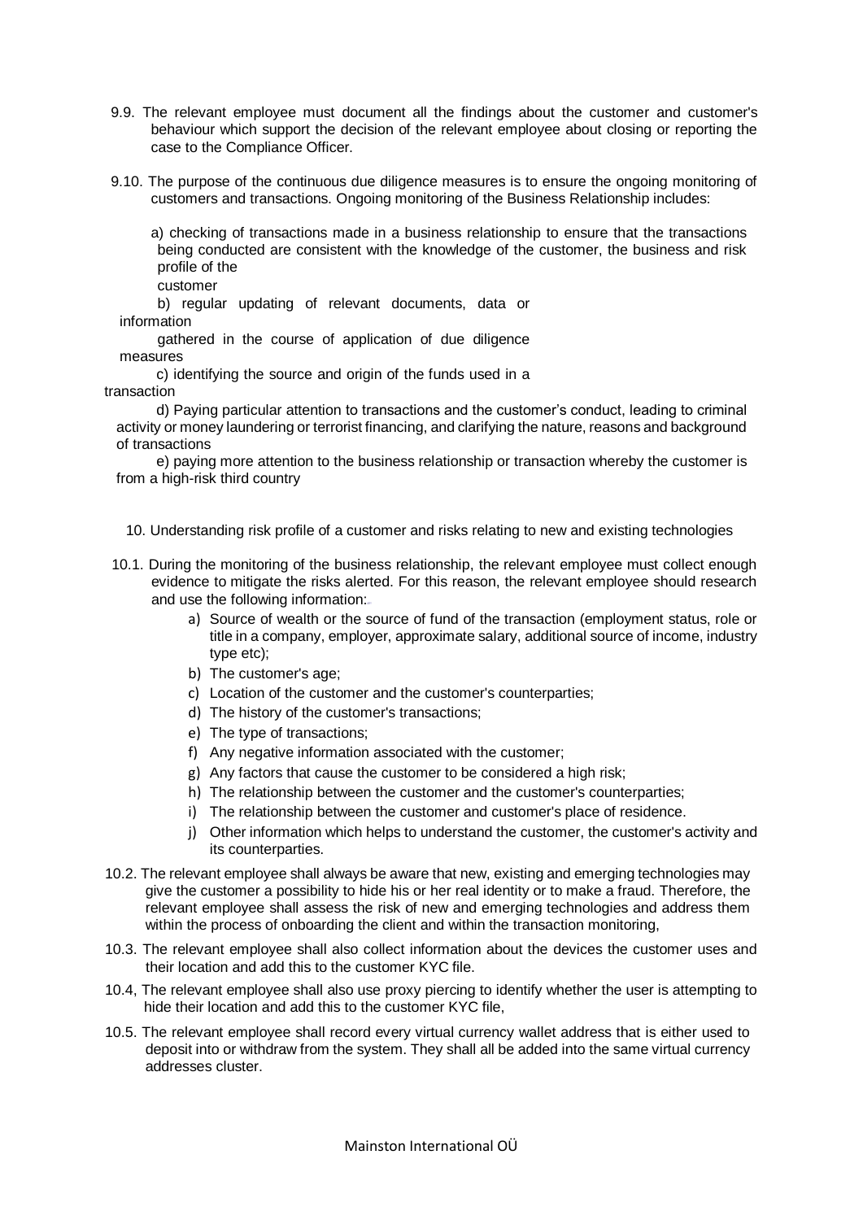9.9. The relevant employee must document all the findings about the customer and customer's behaviour which support the decision of the relevant employee about closing or reporting the case to the Compliance Officer.

9.10. The purpose of the continuous due diligence measures is to ensure the ongoing monitoring of customers and transactions. Ongoing monitoring of the Business Relationship includes:

a) checking of transactions made in a business relationship to ensure that the transactions being conducted are consistent with the knowledge of the customer, the business and risk profile of the customer

b) regular updating of relevant documents, data or information gathered in the course of application of due diligence measures

c) identifying the source and origin of the funds used in a transaction

d) Paying particular attention to transactions and the customer's conduct, leading to criminal activity or money laundering or terrorist financing, and clarifying the nature, reasons and background of transactions

e) paying more attention to the business relationship or transaction whereby the customer is from a high-risk third country

## 10. Understanding risk profile of a customer and risks relating to new and existing technologies

10.1. During the monitoring of the business relationship, the relevant employee must collect enough evidence to mitigate the risks alerted. For this reason, the relevant employee should research and use the following information:

a) Source of wealth or the source of fund of the transaction (employment status, role or title in a company, employer, approximate salary, additional source of income, industry type etc);
b) The customer's age;
c) Location of the customer and the customer's counterparties;
d) The history of the customer's transactions;
e) The type of transactions;
f) Any negative information associated with the customer;
g) Any factors that cause the customer to be considered a high risk;
h) The relationship between the customer and the customer's counterparties;
i) The relationship between the customer and customer's place of residence.
j) Other information which helps to understand the customer, the customer's activity and its counterparties.

10.2. The relevant employee shall always be aware that new, existing and emerging technologies may give the customer a possibility to hide his or her real identity or to make a fraud. Therefore, the relevant employee shall assess the risk of new and emerging technologies and address them within the process of onboarding the client and within the transaction monitoring,

10.3. The relevant employee shall also collect information about the devices the customer uses and their location and add this to the customer KYC file.

10,4, The relevant employee shall also use proxy piercing to identify whether the user is attempting to hide their location and add this to the customer KYC file,

10.5. The relevant employee shall record every virtual currency wallet address that is either used to deposit into or withdraw from the system. They shall all be added into the same virtual currency addresses cluster.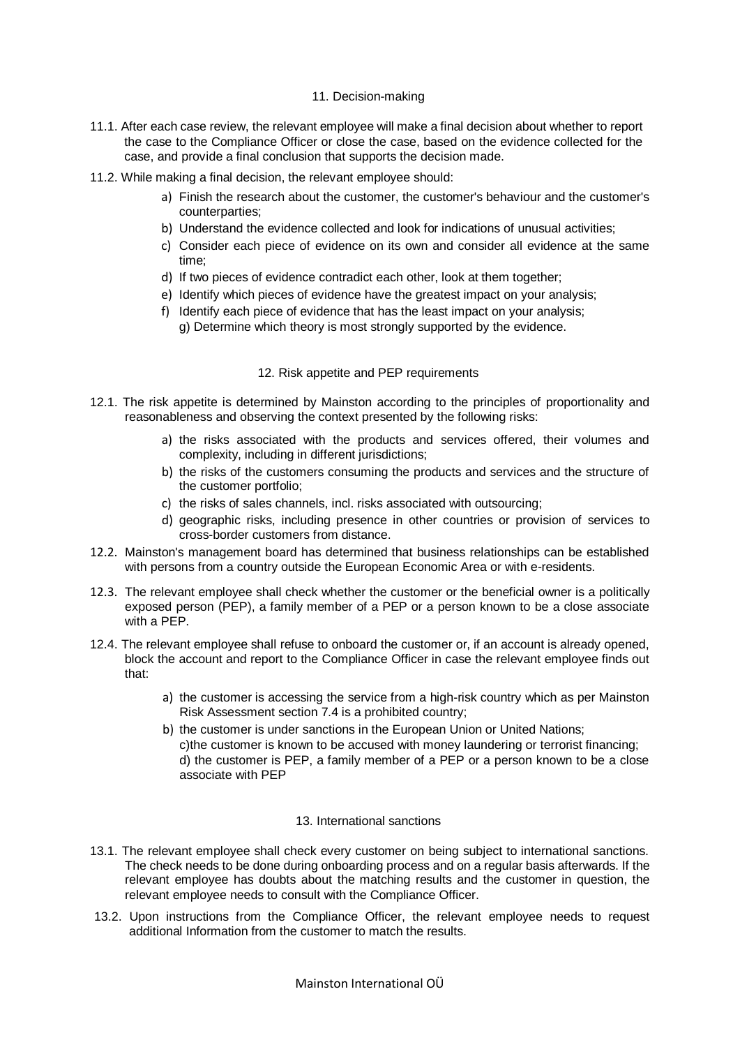## 11. Decision-making

11.1. After each case review, the relevant employee will make a final decision about whether to report the case to the Compliance Officer or close the case, based on the evidence collected for the case, and provide a final conclusion that supports the decision made.

11.2. While making a final decision, the relevant employee should:

a) Finish the research about the customer, the customer's behaviour and the customer's counterparties;
b) Understand the evidence collected and look for indications of unusual activities;
c) Consider each piece of evidence on its own and consider all evidence at the same time;
d) If two pieces of evidence contradict each other, look at them together;
e) Identify which pieces of evidence have the greatest impact on your analysis;
f) Identify each piece of evidence that has the least impact on your analysis;
g) Determine which theory is most strongly supported by the evidence.

## 12. Risk appetite and PEP requirements

12.1. The risk appetite is determined by Mainston according to the principles of proportionality and reasonableness and observing the context presented by the following risks:

a) the risks associated with the products and services offered, their volumes and complexity, including in different jurisdictions;
b) the risks of the customers consuming the products and services and the structure of the customer portfolio;
c) the risks of sales channels, incl. risks associated with outsourcing;
d) geographic risks, including presence in other countries or provision of services to cross-border customers from distance.

12.2. Mainston's management board has determined that business relationships can be established with persons from a country outside the European Economic Area or with e-residents.

12.3. The relevant employee shall check whether the customer or the beneficial owner is a politically exposed person (PEP), a family member of a PEP or a person known to be a close associate with a PEP.

12.4. The relevant employee shall refuse to onboard the customer or, if an account is already opened, block the account and report to the Compliance Officer in case the relevant employee finds out that:

a) the customer is accessing the service from a high-risk country which as per Mainston Risk Assessment section 7.4 is a prohibited country;
b) the customer is under sanctions in the European Union or United Nations;
c) the customer is known to be accused with money laundering or terrorist financing;
d) the customer is PEP, a family member of a PEP or a person known to be a close associate with PEP

## 13. International sanctions

13.1. The relevant employee shall check every customer on being subject to international sanctions. The check needs to be done during onboarding process and on a regular basis afterwards. If the relevant employee has doubts about the matching results and the customer in question, the relevant employee needs to consult with the Compliance Officer.

13.2. Upon instructions from the Compliance Officer, the relevant employee needs to request additional Information from the customer to match the results.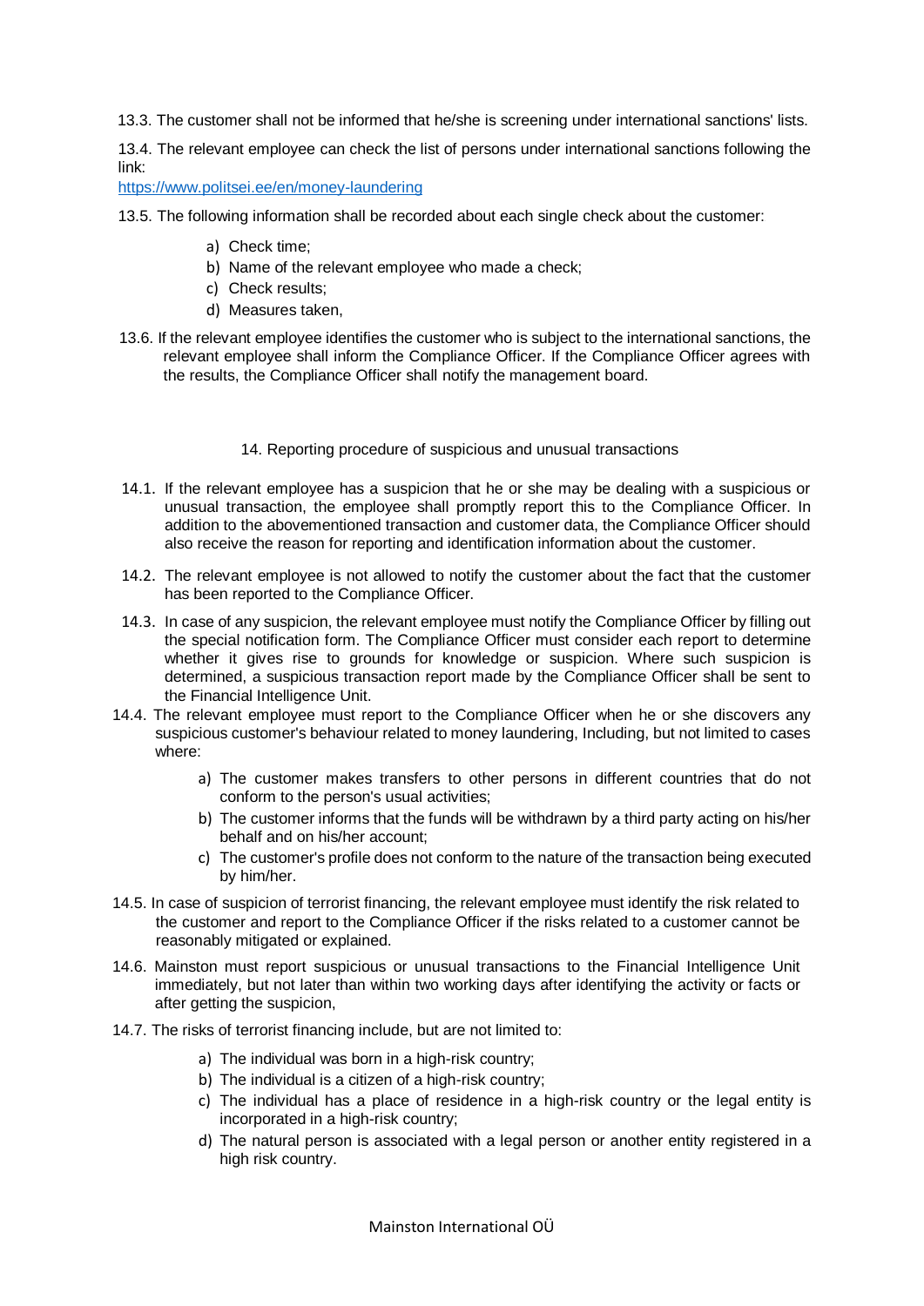13.3. The customer shall not be informed that he/she is screening under international sanctions' lists.

13.4. The relevant employee can check the list of persons under international sanctions following the link:
https://www.politsei.ee/en/money-laundering

13.5. The following information shall be recorded about each single check about the customer:

a) Check time;
b) Name of the relevant employee who made a check;
c) Check results;
d) Measures taken,

13.6. If the relevant employee identifies the customer who is subject to the international sanctions, the relevant employee shall inform the Compliance Officer. If the Compliance Officer agrees with the results, the Compliance Officer shall notify the management board.

## 14. Reporting procedure of suspicious and unusual transactions

14.1. If the relevant employee has a suspicion that he or she may be dealing with a suspicious or unusual transaction, the employee shall promptly report this to the Compliance Officer. In addition to the abovementioned transaction and customer data, the Compliance Officer should also receive the reason for reporting and identification information about the customer.

14.2. The relevant employee is not allowed to notify the customer about the fact that the customer has been reported to the Compliance Officer.

14.3. In case of any suspicion, the relevant employee must notify the Compliance Officer by filling out the special notification form. The Compliance Officer must consider each report to determine whether it gives rise to grounds for knowledge or suspicion. Where such suspicion is determined, a suspicious transaction report made by the Compliance Officer shall be sent to the Financial Intelligence Unit.

14.4. The relevant employee must report to the Compliance Officer when he or she discovers any suspicious customer's behaviour related to money laundering, Including, but not limited to cases where:

a) The customer makes transfers to other persons in different countries that do not conform to the person's usual activities;
b) The customer informs that the funds will be withdrawn by a third party acting on his/her behalf and on his/her account;
c) The customer's profile does not conform to the nature of the transaction being executed by him/her.

14.5. In case of suspicion of terrorist financing, the relevant employee must identify the risk related to the customer and report to the Compliance Officer if the risks related to a customer cannot be reasonably mitigated or explained.

14.6. Mainston must report suspicious or unusual transactions to the Financial Intelligence Unit immediately, but not later than within two working days after identifying the activity or facts or after getting the suspicion,

14.7. The risks of terrorist financing include, but are not limited to:

a) The individual was born in a high-risk country;
b) The individual is a citizen of a high-risk country;
c) The individual has a place of residence in a high-risk country or the legal entity is incorporated in a high-risk country;
d) The natural person is associated with a legal person or another entity registered in a high risk country.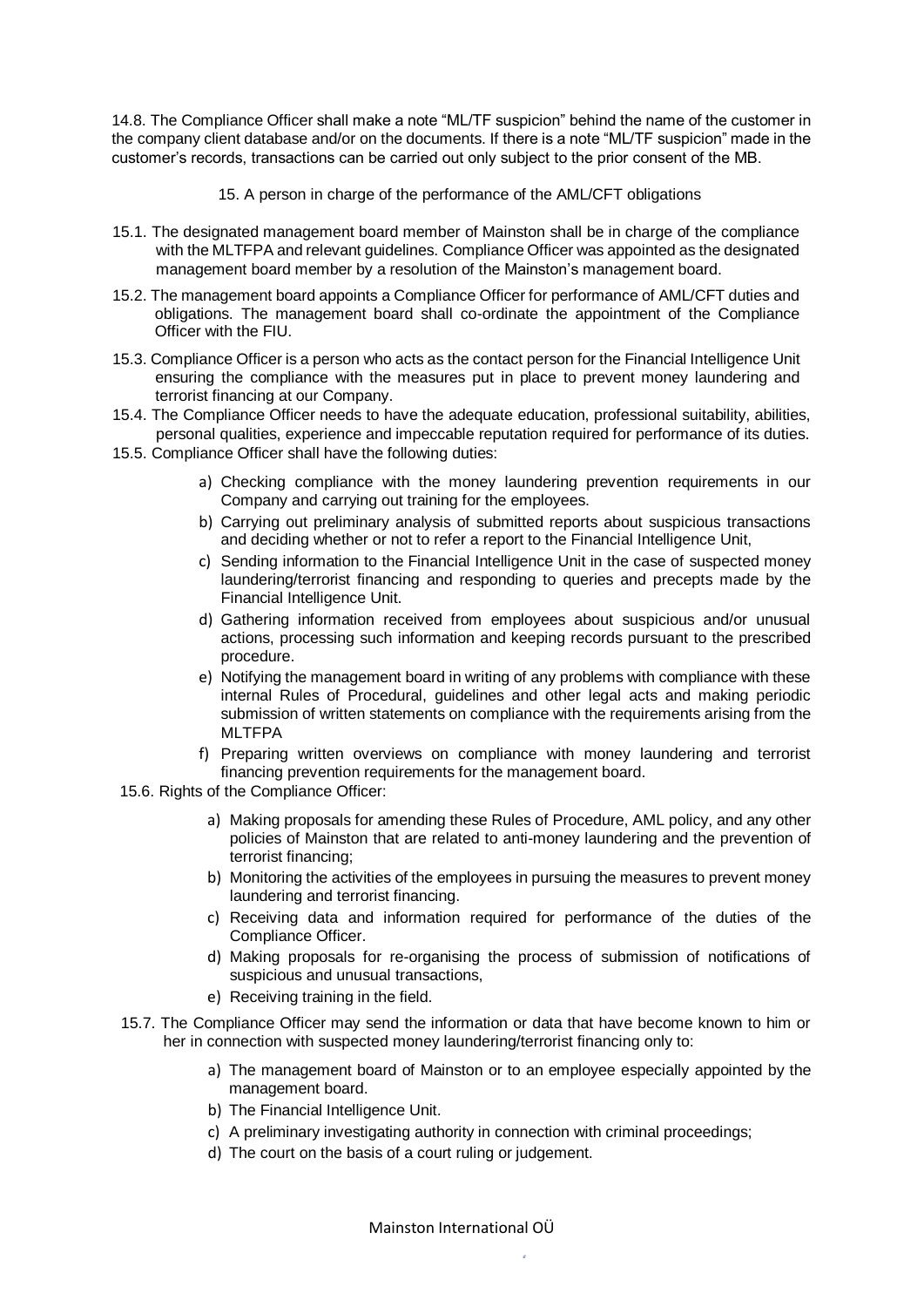14.8. The Compliance Officer shall make a note "ML/TF suspicion" behind the name of the customer in the company client database and/or on the documents. If there is a note "ML/TF suspicion" made in the customer's records, transactions can be carried out only subject to the prior consent of the MB.

## 15. A person in charge of the performance of the AML/CFT obligations

15.1. The designated management board member of Mainston shall be in charge of the compliance with the MLTFPA and relevant guidelines. Compliance Officer was appointed as the designated management board member by a resolution of the Mainston's management board.

15.2. The management board appoints a Compliance Officer for performance of AML/CFT duties and obligations. The management board shall co-ordinate the appointment of the Compliance Officer with the FIU.

15.3. Compliance Officer is a person who acts as the contact person for the Financial Intelligence Unit ensuring the compliance with the measures put in place to prevent money laundering and terrorist financing at our Company.

15.4. The Compliance Officer needs to have the adequate education, professional suitability, abilities, personal qualities, experience and impeccable reputation required for performance of its duties.

15.5. Compliance Officer shall have the following duties:

a) Checking compliance with the money laundering prevention requirements in our Company and carrying out training for the employees.
b) Carrying out preliminary analysis of submitted reports about suspicious transactions and deciding whether or not to refer a report to the Financial Intelligence Unit,
c) Sending information to the Financial Intelligence Unit in the case of suspected money laundering/terrorist financing and responding to queries and precepts made by the Financial Intelligence Unit.
d) Gathering information received from employees about suspicious and/or unusual actions, processing such information and keeping records pursuant to the prescribed procedure.
e) Notifying the management board in writing of any problems with compliance with these internal Rules of Procedural, guidelines and other legal acts and making periodic submission of written statements on compliance with the requirements arising from the MLTFPA
f) Preparing written overviews on compliance with money laundering and terrorist financing prevention requirements for the management board.

15.6. Rights of the Compliance Officer:

a) Making proposals for amending these Rules of Procedure, AML policy, and any other policies of Mainston that are related to anti-money laundering and the prevention of terrorist financing;
b) Monitoring the activities of the employees in pursuing the measures to prevent money laundering and terrorist financing.
c) Receiving data and information required for performance of the duties of the Compliance Officer.
d) Making proposals for re-organising the process of submission of notifications of suspicious and unusual transactions,
e) Receiving training in the field.

15.7. The Compliance Officer may send the information or data that have become known to him or her in connection with suspected money laundering/terrorist financing only to:

a) The management board of Mainston or to an employee especially appointed by the management board.
b) The Financial Intelligence Unit.
c) A preliminary investigating authority in connection with criminal proceedings;
d) The court on the basis of a court ruling or judgement.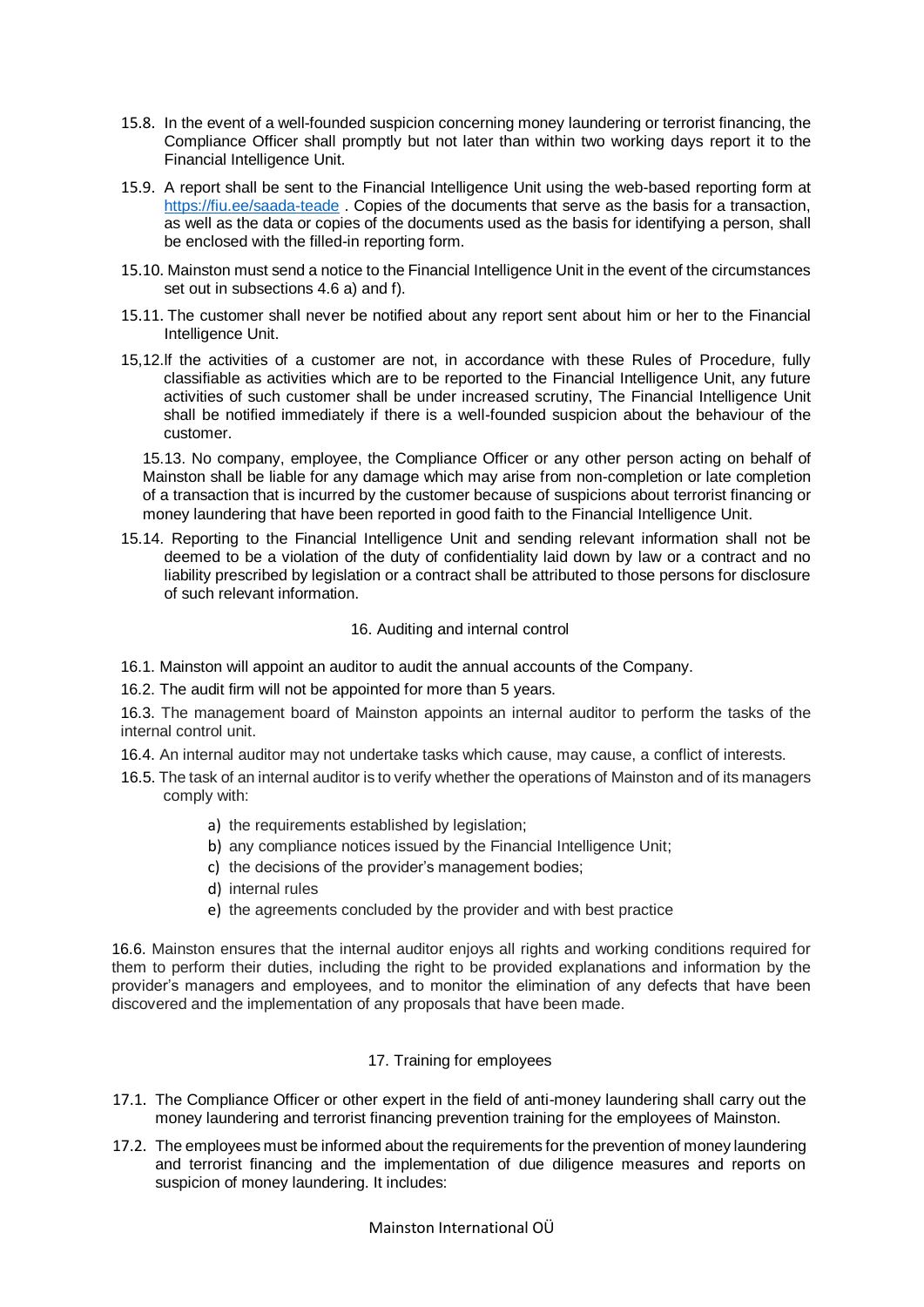15.8. In the event of a well-founded suspicion concerning money laundering or terrorist financing, the Compliance Officer shall promptly but not later than within two working days report it to the Financial Intelligence Unit.

15.9. A report shall be sent to the Financial Intelligence Unit using the web-based reporting form at https://fiu.ee/saada-teade . Copies of the documents that serve as the basis for a transaction, as well as the data or copies of the documents used as the basis for identifying a person, shall be enclosed with the filled-in reporting form.

15.10. Mainston must send a notice to the Financial Intelligence Unit in the event of the circumstances set out in subsections 4.6 a) and f).

15.11. The customer shall never be notified about any report sent about him or her to the Financial Intelligence Unit.

15,12.If the activities of a customer are not, in accordance with these Rules of Procedure, fully classifiable as activities which are to be reported to the Financial Intelligence Unit, any future activities of such customer shall be under increased scrutiny, The Financial Intelligence Unit shall be notified immediately if there is a well-founded suspicion about the behaviour of the customer.

15.13. No company, employee, the Compliance Officer or any other person acting on behalf of Mainston shall be liable for any damage which may arise from non-completion or late completion of a transaction that is incurred by the customer because of suspicions about terrorist financing or money laundering that have been reported in good faith to the Financial Intelligence Unit.

15.14. Reporting to the Financial Intelligence Unit and sending relevant information shall not be deemed to be a violation of the duty of confidentiality laid down by law or a contract and no liability prescribed by legislation or a contract shall be attributed to those persons for disclosure of such relevant information.

## 16. Auditing and internal control

16.1. Mainston will appoint an auditor to audit the annual accounts of the Company.

16.2. The audit firm will not be appointed for more than 5 years.

16.3. The management board of Mainston appoints an internal auditor to perform the tasks of the internal control unit.

16.4. An internal auditor may not undertake tasks which cause, may cause, a conflict of interests.

16.5. The task of an internal auditor is to verify whether the operations of Mainston and of its managers comply with:

a) the requirements established by legislation;
b) any compliance notices issued by the Financial Intelligence Unit;
c) the decisions of the provider's management bodies;
d) internal rules
e) the agreements concluded by the provider and with best practice

16.6. Mainston ensures that the internal auditor enjoys all rights and working conditions required for them to perform their duties, including the right to be provided explanations and information by the provider's managers and employees, and to monitor the elimination of any defects that have been discovered and the implementation of any proposals that have been made.

## 17. Training for employees

17.1. The Compliance Officer or other expert in the field of anti-money laundering shall carry out the money laundering and terrorist financing prevention training for the employees of Mainston.

17.2. The employees must be informed about the requirements for the prevention of money laundering and terrorist financing and the implementation of due diligence measures and reports on suspicion of money laundering. It includes: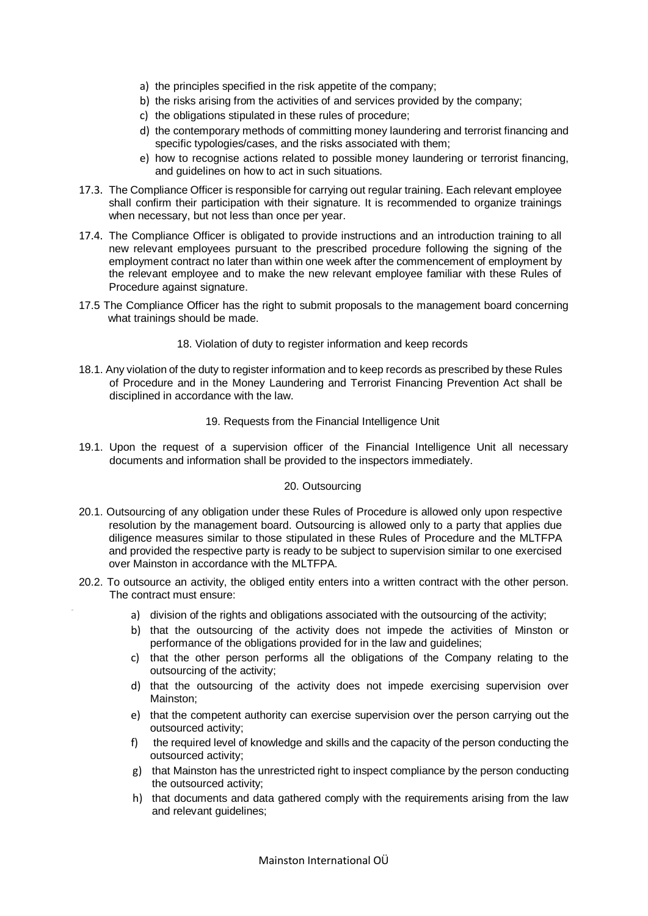a) the principles specified in the risk appetite of the company;
b) the risks arising from the activities of and services provided by the company;
c) the obligations stipulated in these rules of procedure;
d) the contemporary methods of committing money laundering and terrorist financing and specific typologies/cases, and the risks associated with them;
e) how to recognise actions related to possible money laundering or terrorist financing, and guidelines on how to act in such situations.

17.3. The Compliance Officer is responsible for carrying out regular training. Each relevant employee shall confirm their participation with their signature. It is recommended to organize trainings when necessary, but not less than once per year.

17.4. The Compliance Officer is obligated to provide instructions and an introduction training to all new relevant employees pursuant to the prescribed procedure following the signing of the employment contract no later than within one week after the commencement of employment by the relevant employee and to make the new relevant employee familiar with these Rules of Procedure against signature.

17.5 The Compliance Officer has the right to submit proposals to the management board concerning what trainings should be made.

## 18. Violation of duty to register information and keep records

18.1. Any violation of the duty to register information and to keep records as prescribed by these Rules of Procedure and in the Money Laundering and Terrorist Financing Prevention Act shall be disciplined in accordance with the law.

## 19. Requests from the Financial Intelligence Unit

19.1. Upon the request of a supervision officer of the Financial Intelligence Unit all necessary documents and information shall be provided to the inspectors immediately.

## 20. Outsourcing

20.1. Outsourcing of any obligation under these Rules of Procedure is allowed only upon respective resolution by the management board. Outsourcing is allowed only to a party that applies due diligence measures similar to those stipulated in these Rules of Procedure and the MLTFPA and provided the respective party is ready to be subject to supervision similar to one exercised over Mainston in accordance with the MLTFPA.

20.2. To outsource an activity, the obliged entity enters into a written contract with the other person. The contract must ensure:

a) division of the rights and obligations associated with the outsourcing of the activity;
b) that the outsourcing of the activity does not impede the activities of Minston or performance of the obligations provided for in the law and guidelines;
c) that the other person performs all the obligations of the Company relating to the outsourcing of the activity;
d) that the outsourcing of the activity does not impede exercising supervision over Mainston;
e) that the competent authority can exercise supervision over the person carrying out the outsourced activity;
f) the required level of knowledge and skills and the capacity of the person conducting the outsourced activity;
g) that Mainston has the unrestricted right to inspect compliance by the person conducting the outsourced activity;
h) that documents and data gathered comply with the requirements arising from the law and relevant guidelines;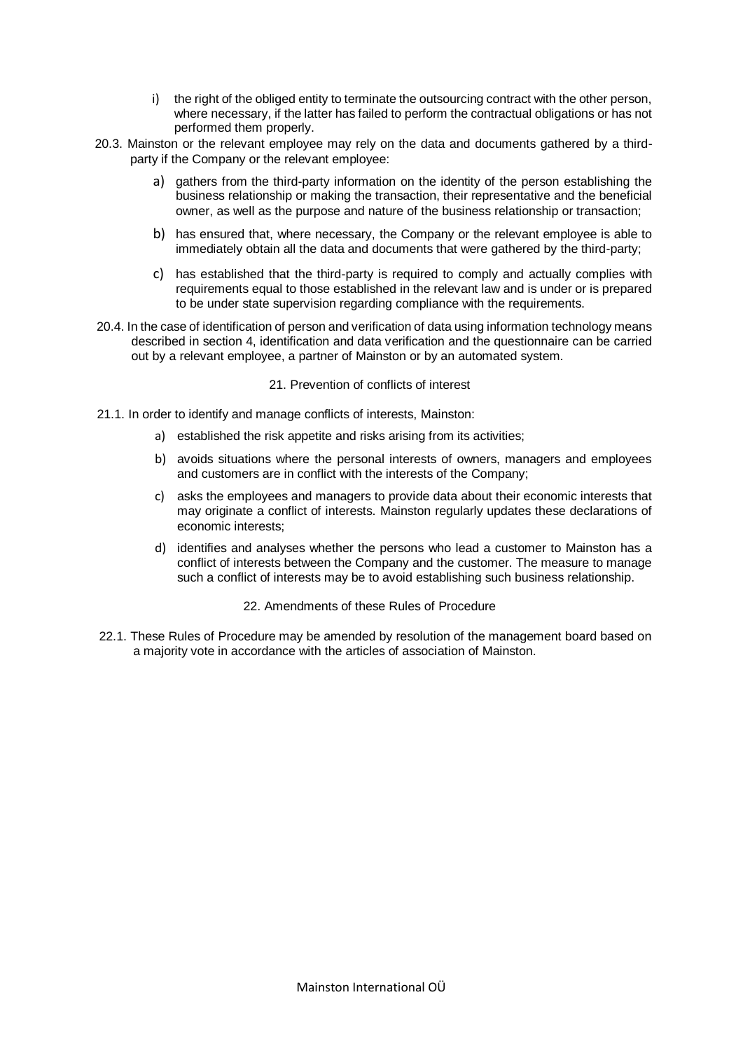i) the right of the obliged entity to terminate the outsourcing contract with the other person, where necessary, if the latter has failed to perform the contractual obligations or has not performed them properly.

20.3. Mainston or the relevant employee may rely on the data and documents gathered by a third-party if the Company or the relevant employee:

a) gathers from the third-party information on the identity of the person establishing the business relationship or making the transaction, their representative and the beneficial owner, as well as the purpose and nature of the business relationship or transaction;

b) has ensured that, where necessary, the Company or the relevant employee is able to immediately obtain all the data and documents that were gathered by the third-party;

c) has established that the third-party is required to comply and actually complies with requirements equal to those established in the relevant law and is under or is prepared to be under state supervision regarding compliance with the requirements.

20.4. In the case of identification of person and verification of data using information technology means described in section 4, identification and data verification and the questionnaire can be carried out by a relevant employee, a partner of Mainston or by an automated system.

## 21. Prevention of conflicts of interest

21.1. In order to identify and manage conflicts of interests, Mainston:

a) established the risk appetite and risks arising from its activities;

b) avoids situations where the personal interests of owners, managers and employees and customers are in conflict with the interests of the Company;

c) asks the employees and managers to provide data about their economic interests that may originate a conflict of interests. Mainston regularly updates these declarations of economic interests;

d) identifies and analyses whether the persons who lead a customer to Mainston has a conflict of interests between the Company and the customer. The measure to manage such a conflict of interests may be to avoid establishing such business relationship.

## 22. Amendments of these Rules of Procedure

22.1. These Rules of Procedure may be amended by resolution of the management board based on a majority vote in accordance with the articles of association of Mainston.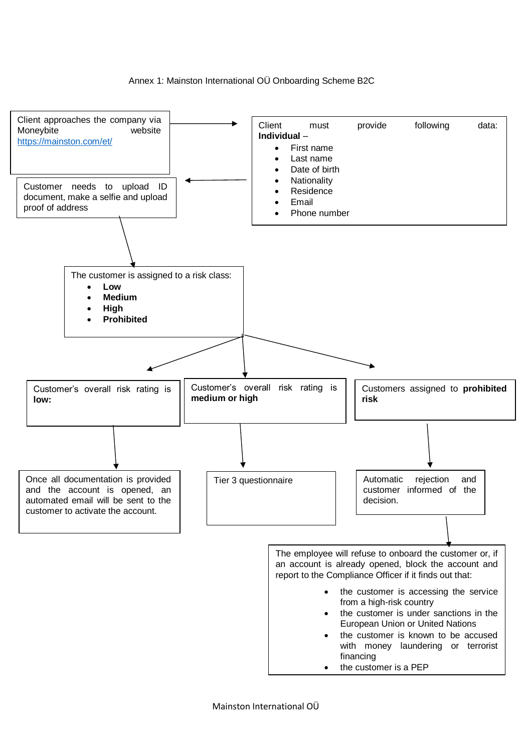Annex 1: Mainston International OÜ Onboarding Scheme B2C

Client approaches the company via Moneybite website https://mainston.com/et/

Client must provide following data:
**Individual** –

- First name
- Last name
- Date of birth
- Nationality
- Residence
- Email
- Phone number

Customer needs to upload ID document, make a selfie and upload proof of address

The customer is assigned to a risk class:

- **Low**
- **Medium**
- **High**
- **Prohibited**

Customer's overall risk rating is **low:**

Once all documentation is provided and the account is opened, an automated email will be sent to the customer to activate the account.

Customer's overall risk rating is **medium or high**

Tier 3 questionnaire

Customers assigned to **prohibited risk**

Automatic rejection and customer informed of the decision.

The employee will refuse to onboard the customer or, if an account is already opened, block the account and report to the Compliance Officer if it finds out that:

- the customer is accessing the service from a high-risk country
- the customer is under sanctions in the European Union or United Nations
- the customer is known to be accused with money laundering or terrorist financing
- the customer is a PEP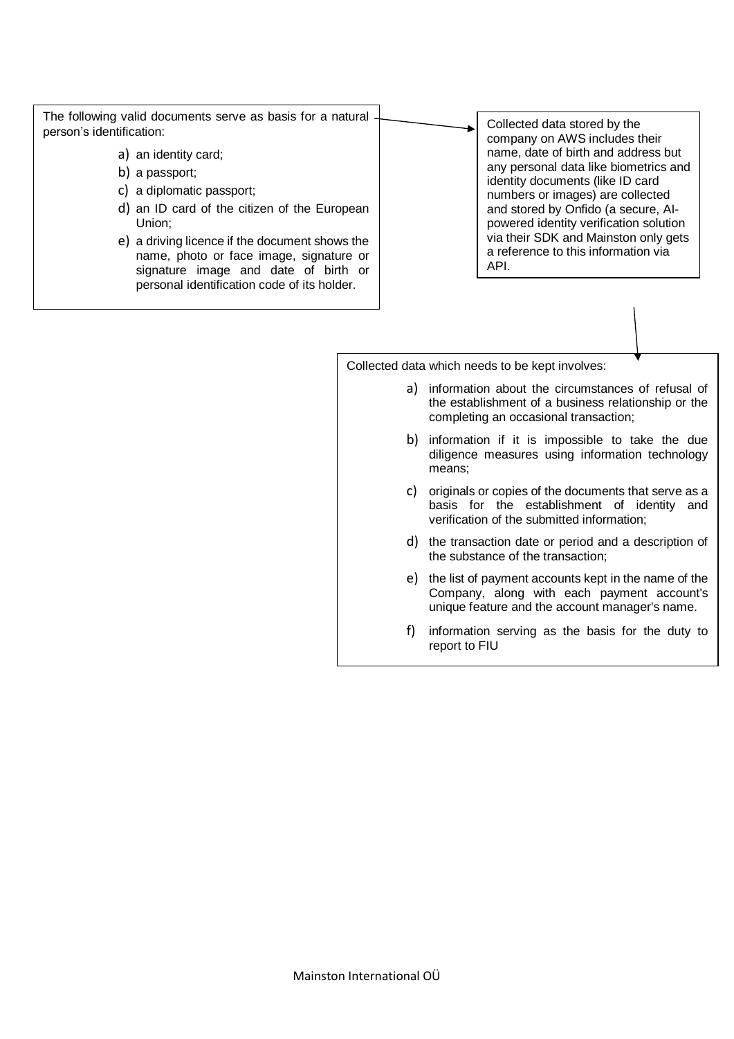The following valid documents serve as basis for a natural person's identification:

a) an identity card;
b) a passport;
c) a diplomatic passport;
d) an ID card of the citizen of the European Union;
e) a driving licence if the document shows the name, photo or face image, signature or signature image and date of birth or personal identification code of its holder.

Collected data stored by the company on AWS includes their name, date of birth and address but any personal data like biometrics and identity documents (like ID card numbers or images) are collected and stored by Onfido (a secure, AI-powered identity verification solution via their SDK and Mainston only gets a reference to this information via API.

Collected data which needs to be kept involves:

a) information about the circumstances of refusal of the establishment of a business relationship or the completing an occasional transaction;
b) information if it is impossible to take the due diligence measures using information technology means;
c) originals or copies of the documents that serve as a basis for the establishment of identity and verification of the submitted information;
d) the transaction date or period and a description of the substance of the transaction;
e) the list of payment accounts kept in the name of the Company, along with each payment account's unique feature and the account manager's name.
f) information serving as the basis for the duty to report to FIU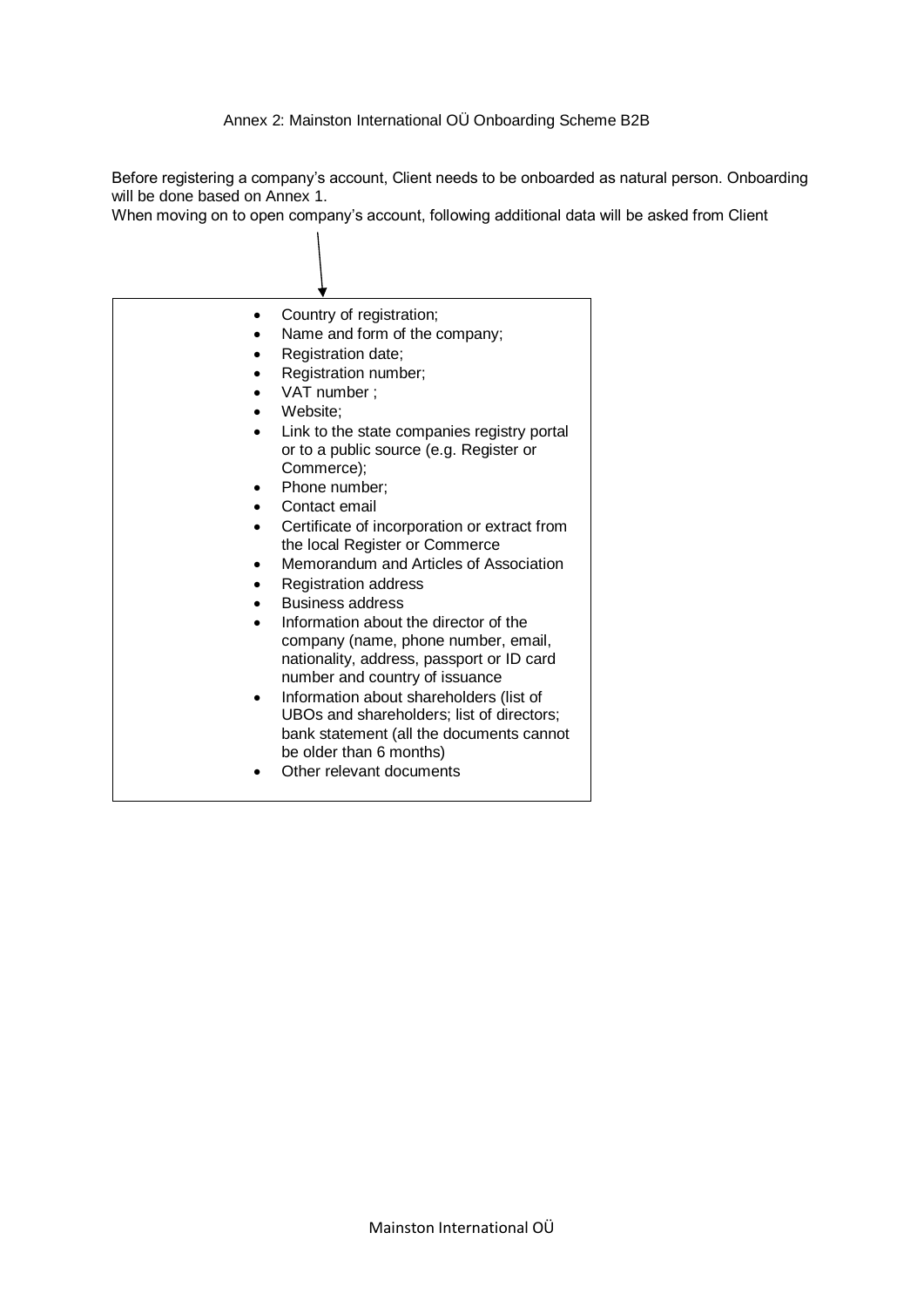# Annex 2: Mainston International OÜ Onboarding Scheme B2B

Before registering a company's account, Client needs to be onboarded as natural person. Onboarding will be done based on Annex 1.

When moving on to open company's account, following additional data will be asked from Client

- Country of registration;
- Name and form of the company;
- Registration date;
- Registration number;
- VAT number ;
- Website;
- Link to the state companies registry portal or to a public source (e.g. Register or Commerce);
- Phone number;
- Contact email
- Certificate of incorporation or extract from the local Register or Commerce
- Memorandum and Articles of Association
- Registration address
- Business address
- Information about the director of the company (name, phone number, email, nationality, address, passport or ID card number and country of issuance
- Information about shareholders (list of UBOs and shareholders; list of directors; bank statement (all the documents cannot be older than 6 months)
- Other relevant documents